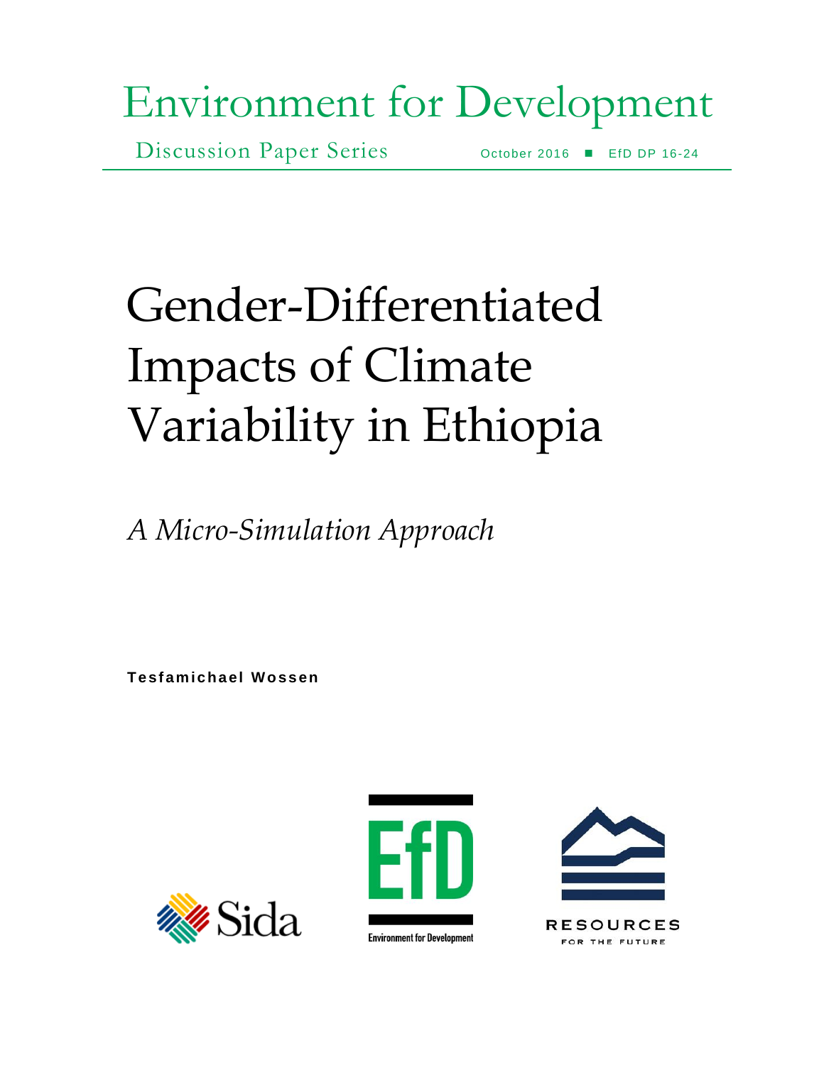Environment for Development

Discussion Paper Series

October 2016 ■ EfD DP 16-24

# Gender-Differentiated Impacts of Climate Variability in Ethiopia

*A Micro-Simulation Approach*

**Tesfamichael Wossen**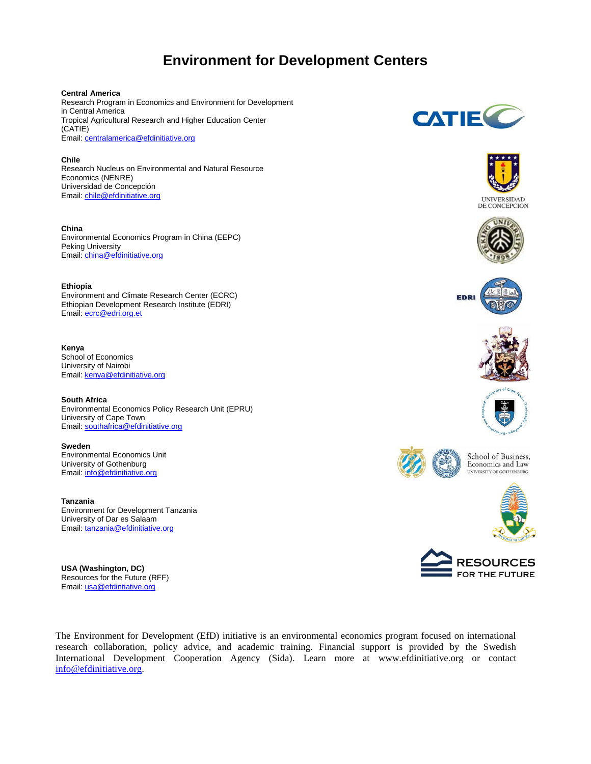# Environment for Development Centers

**Central America**
Research Program in Economics and Environment for Development in Central America
Tropical Agricultural Research and Higher Education Center (CATIE)
Email: centralamerica@efdinitiative.org

**Chile**
Research Nucleus on Environmental and Natural Resource Economics (NENRE)
Universidad de Concepción
Email: chile@efdinitiative.org

**China**
Environmental Economics Program in China (EEPC)
Peking University
Email: china@efdinitiative.org

**Ethiopia**
Environment and Climate Research Center (ECRC)
Ethiopian Development Research Institute (EDRI)
Email: ecrc@edri.org.et

**Kenya**
School of Economics
University of Nairobi
Email: kenya@efdinitiative.org

**South Africa**
Environmental Economics Policy Research Unit (EPRU)
University of Cape Town
Email: southafrica@efdinitiative.org

**Sweden**
Environmental Economics Unit
University of Gothenburg
Email: info@efdinitiative.org

**Tanzania**
Environment for Development Tanzania
University of Dar es Salaam
Email: tanzania@efdinitiative.org

**USA (Washington, DC)**
Resources for the Future (RFF)
Email: usa@efdintiative.org

The Environment for Development (EfD) initiative is an environmental economics program focused on international research collaboration, policy advice, and academic training. Financial support is provided by the Swedish International Development Cooperation Agency (Sida). Learn more at www.efdinitiative.org or contact info@efdinitiative.org.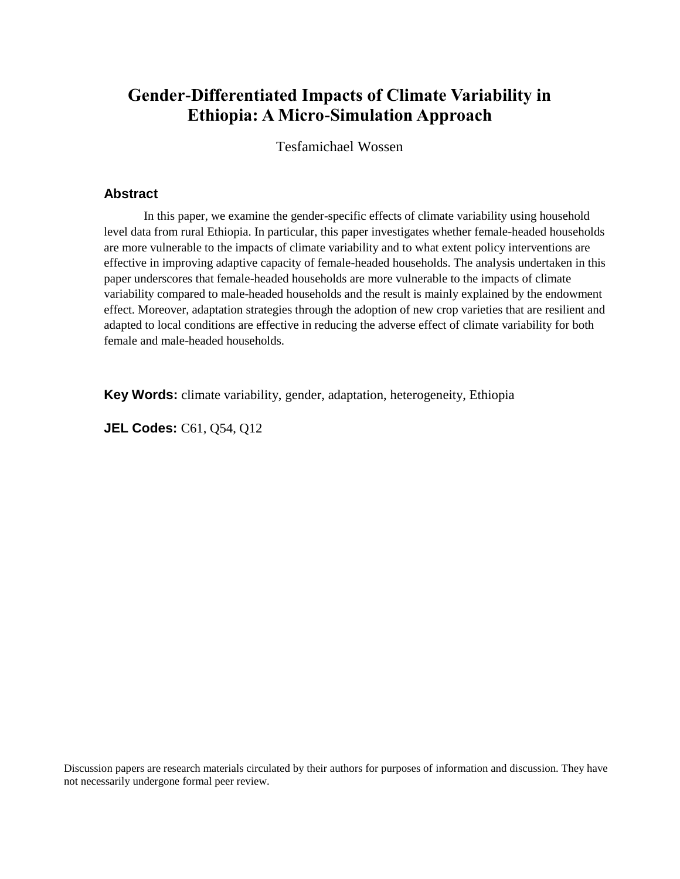# Gender-Differentiated Impacts of Climate Variability in Ethiopia: A Micro-Simulation Approach

Tesfamichael Wossen

### Abstract

In this paper, we examine the gender-specific effects of climate variability using household level data from rural Ethiopia. In particular, this paper investigates whether female-headed households are more vulnerable to the impacts of climate variability and to what extent policy interventions are effective in improving adaptive capacity of female-headed households. The analysis undertaken in this paper underscores that female-headed households are more vulnerable to the impacts of climate variability compared to male-headed households and the result is mainly explained by the endowment effect. Moreover, adaptation strategies through the adoption of new crop varieties that are resilient and adapted to local conditions are effective in reducing the adverse effect of climate variability for both female and male-headed households.

**Key Words:** climate variability, gender, adaptation, heterogeneity, Ethiopia

**JEL Codes:** C61, Q54, Q12

Discussion papers are research materials circulated by their authors for purposes of information and discussion. They have not necessarily undergone formal peer review.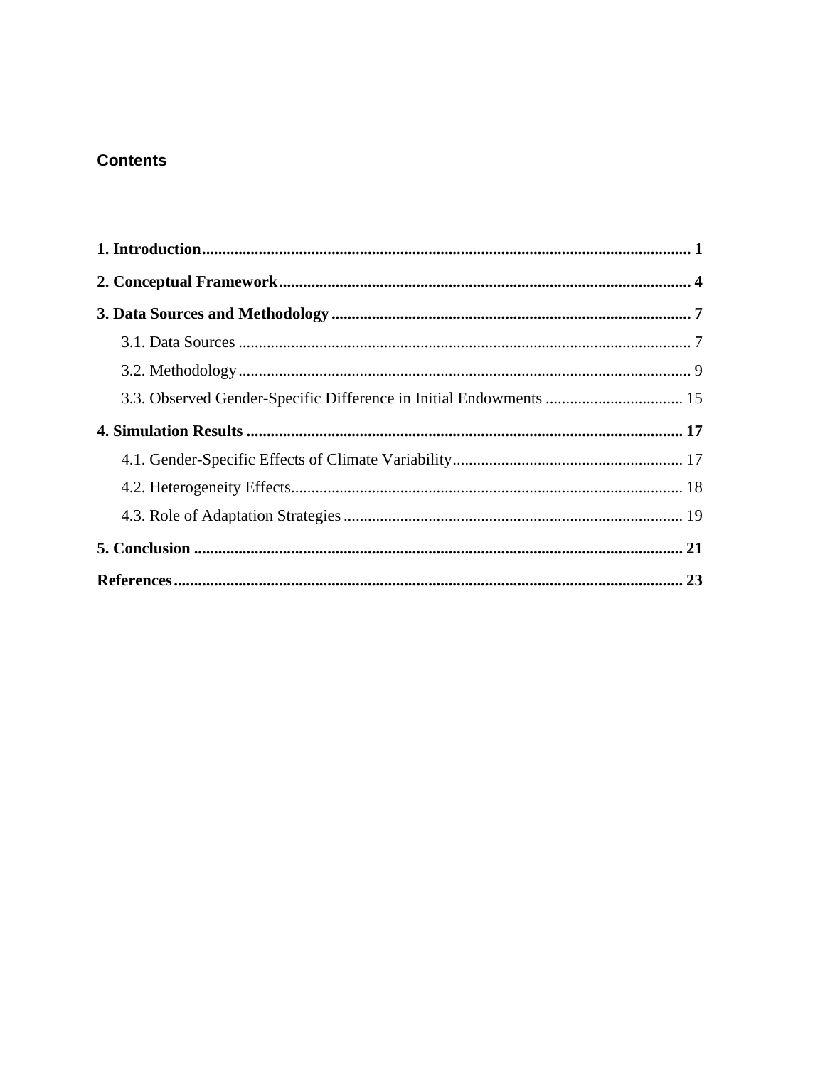## Contents

**1. Introduction** .......... **1**

**2. Conceptual Framework** .......... **4**

**3. Data Sources and Methodology** .......... **7**

- 3.1. Data Sources .......... 7
- 3.2. Methodology .......... 9
- 3.3. Observed Gender-Specific Difference in Initial Endowments .......... 15

**4. Simulation Results** .......... **17**

- 4.1. Gender-Specific Effects of Climate Variability .......... 17
- 4.2. Heterogeneity Effects .......... 18
- 4.3. Role of Adaptation Strategies .......... 19

**5. Conclusion** .......... **21**

**References** .......... **23**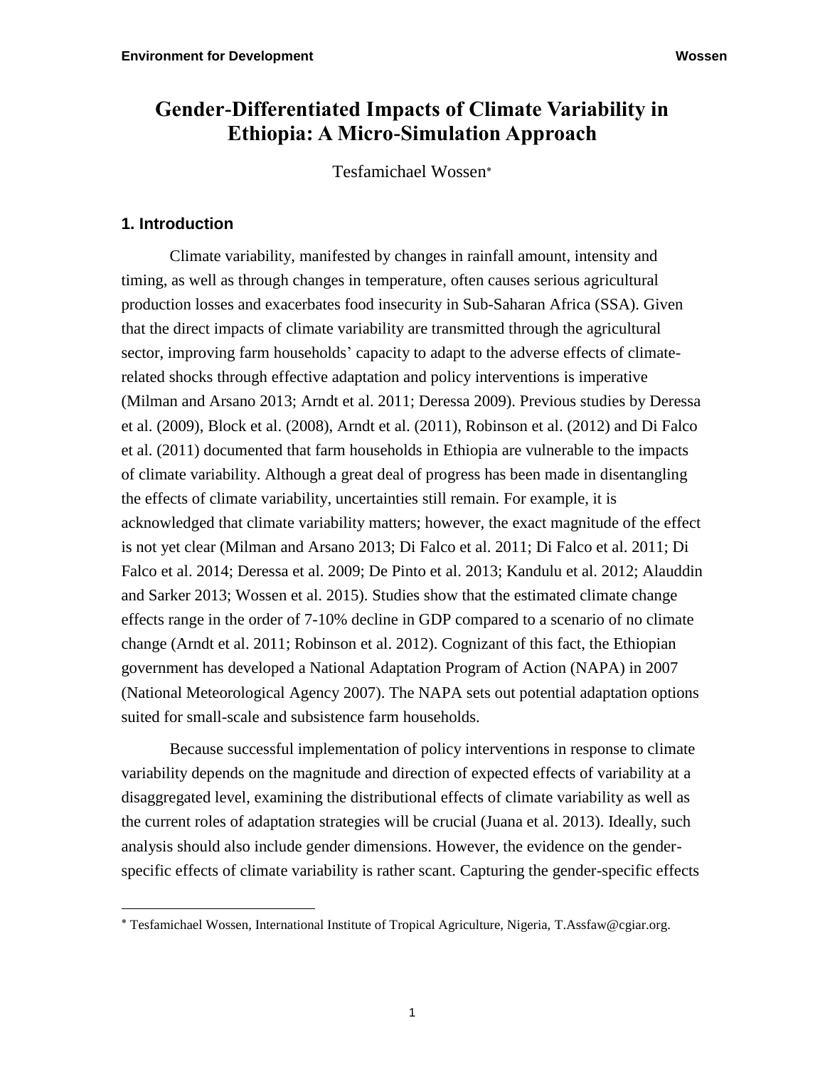# Gender-Differentiated Impacts of Climate Variability in Ethiopia: A Micro-Simulation Approach

Tesfamichael Wossen[*]

## 1. Introduction

Climate variability, manifested by changes in rainfall amount, intensity and timing, as well as through changes in temperature, often causes serious agricultural production losses and exacerbates food insecurity in Sub-Saharan Africa (SSA). Given that the direct impacts of climate variability are transmitted through the agricultural sector, improving farm households' capacity to adapt to the adverse effects of climate-related shocks through effective adaptation and policy interventions is imperative (Milman and Arsano 2013; Arndt et al. 2011; Deressa 2009). Previous studies by Deressa et al. (2009), Block et al. (2008), Arndt et al. (2011), Robinson et al. (2012) and Di Falco et al. (2011) documented that farm households in Ethiopia are vulnerable to the impacts of climate variability. Although a great deal of progress has been made in disentangling the effects of climate variability, uncertainties still remain. For example, it is acknowledged that climate variability matters; however, the exact magnitude of the effect is not yet clear (Milman and Arsano 2013; Di Falco et al. 2011; Di Falco et al. 2011; Di Falco et al. 2014; Deressa et al. 2009; De Pinto et al. 2013; Kandulu et al. 2012; Alauddin and Sarker 2013; Wossen et al. 2015). Studies show that the estimated climate change effects range in the order of 7-10% decline in GDP compared to a scenario of no climate change (Arndt et al. 2011; Robinson et al. 2012). Cognizant of this fact, the Ethiopian government has developed a National Adaptation Program of Action (NAPA) in 2007 (National Meteorological Agency 2007). The NAPA sets out potential adaptation options suited for small-scale and subsistence farm households.

Because successful implementation of policy interventions in response to climate variability depends on the magnitude and direction of expected effects of variability at a disaggregated level, examining the distributional effects of climate variability as well as the current roles of adaptation strategies will be crucial (Juana et al. 2013). Ideally, such analysis should also include gender dimensions. However, the evidence on the gender-specific effects of climate variability is rather scant. Capturing the gender-specific effects

---

[*] Tesfamichael Wossen, International Institute of Tropical Agriculture, Nigeria, T.Assfaw@cgiar.org.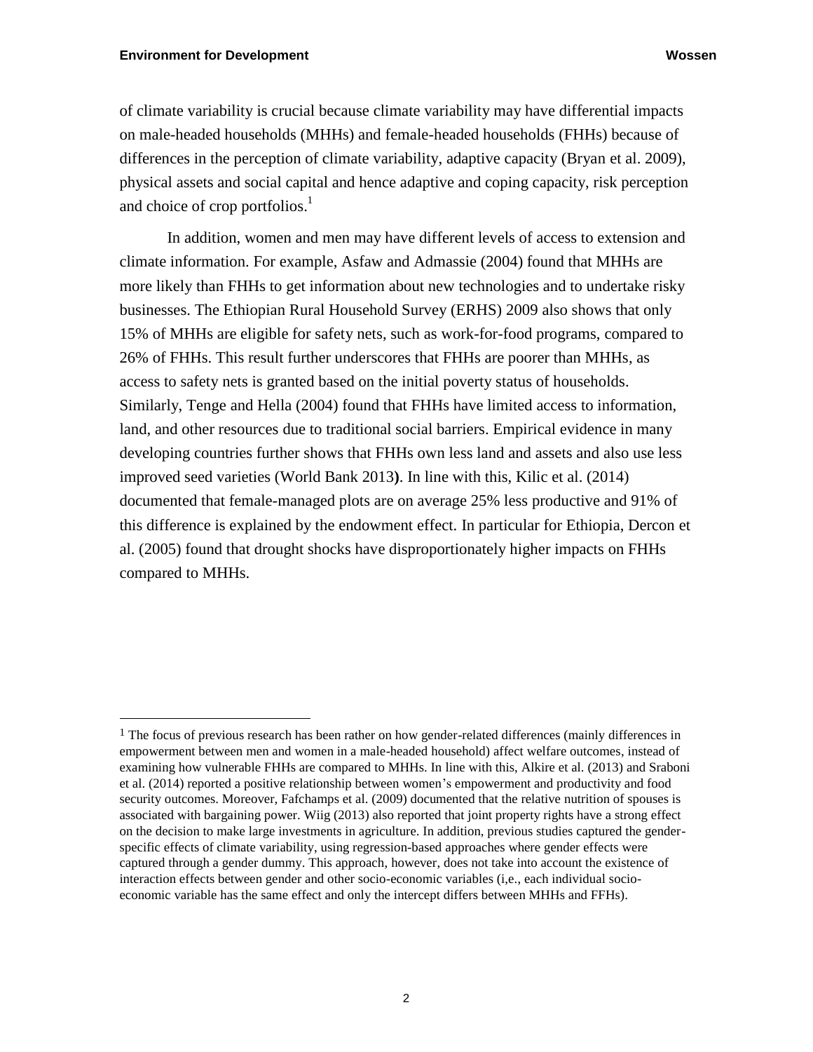of climate variability is crucial because climate variability may have differential impacts on male-headed households (MHHs) and female-headed households (FHHs) because of differences in the perception of climate variability, adaptive capacity (Bryan et al. 2009), physical assets and social capital and hence adaptive and coping capacity, risk perception and choice of crop portfolios.[1]

In addition, women and men may have different levels of access to extension and climate information. For example, Asfaw and Admassie (2004) found that MHHs are more likely than FHHs to get information about new technologies and to undertake risky businesses. The Ethiopian Rural Household Survey (ERHS) 2009 also shows that only 15% of MHHs are eligible for safety nets, such as work-for-food programs, compared to 26% of FHHs. This result further underscores that FHHs are poorer than MHHs, as access to safety nets is granted based on the initial poverty status of households. Similarly, Tenge and Hella (2004) found that FHHs have limited access to information, land, and other resources due to traditional social barriers. Empirical evidence in many developing countries further shows that FHHs own less land and assets and also use less improved seed varieties (World Bank 2013**)**. In line with this, Kilic et al. (2014) documented that female-managed plots are on average 25% less productive and 91% of this difference is explained by the endowment effect. In particular for Ethiopia, Dercon et al. (2005) found that drought shocks have disproportionately higher impacts on FHHs compared to MHHs.

---

[1] The focus of previous research has been rather on how gender-related differences (mainly differences in empowerment between men and women in a male-headed household) affect welfare outcomes, instead of examining how vulnerable FHHs are compared to MHHs. In line with this, Alkire et al. (2013) and Sraboni et al. (2014) reported a positive relationship between women's empowerment and productivity and food security outcomes. Moreover, Fafchamps et al. (2009) documented that the relative nutrition of spouses is associated with bargaining power. Wiig (2013) also reported that joint property rights have a strong effect on the decision to make large investments in agriculture. In addition, previous studies captured the gender-specific effects of climate variability, using regression-based approaches where gender effects were captured through a gender dummy. This approach, however, does not take into account the existence of interaction effects between gender and other socio-economic variables (i,e., each individual socio-economic variable has the same effect and only the intercept differs between MHHs and FFHs).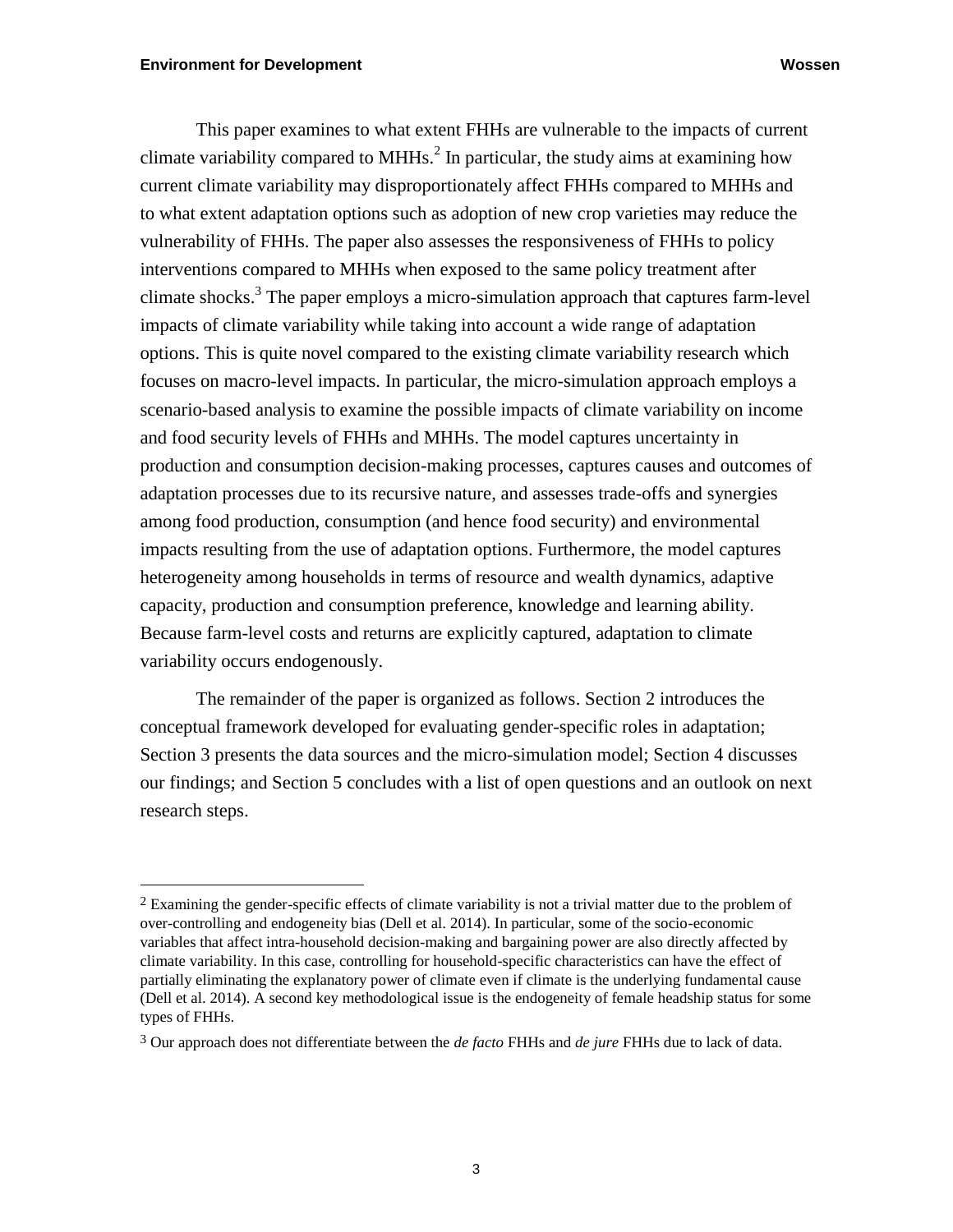This paper examines to what extent FHHs are vulnerable to the impacts of current climate variability compared to MHHs.[2] In particular, the study aims at examining how current climate variability may disproportionately affect FHHs compared to MHHs and to what extent adaptation options such as adoption of new crop varieties may reduce the vulnerability of FHHs. The paper also assesses the responsiveness of FHHs to policy interventions compared to MHHs when exposed to the same policy treatment after climate shocks.[3] The paper employs a micro-simulation approach that captures farm-level impacts of climate variability while taking into account a wide range of adaptation options. This is quite novel compared to the existing climate variability research which focuses on macro-level impacts. In particular, the micro-simulation approach employs a scenario-based analysis to examine the possible impacts of climate variability on income and food security levels of FHHs and MHHs. The model captures uncertainty in production and consumption decision-making processes, captures causes and outcomes of adaptation processes due to its recursive nature, and assesses trade-offs and synergies among food production, consumption (and hence food security) and environmental impacts resulting from the use of adaptation options. Furthermore, the model captures heterogeneity among households in terms of resource and wealth dynamics, adaptive capacity, production and consumption preference, knowledge and learning ability. Because farm-level costs and returns are explicitly captured, adaptation to climate variability occurs endogenously.

The remainder of the paper is organized as follows. Section 2 introduces the conceptual framework developed for evaluating gender-specific roles in adaptation; Section 3 presents the data sources and the micro-simulation model; Section 4 discusses our findings; and Section 5 concludes with a list of open questions and an outlook on next research steps.

---

[2] Examining the gender-specific effects of climate variability is not a trivial matter due to the problem of over-controlling and endogeneity bias (Dell et al. 2014). In particular, some of the socio-economic variables that affect intra-household decision-making and bargaining power are also directly affected by climate variability. In this case, controlling for household-specific characteristics can have the effect of partially eliminating the explanatory power of climate even if climate is the underlying fundamental cause (Dell et al. 2014). A second key methodological issue is the endogeneity of female headship status for some types of FHHs.

[3] Our approach does not differentiate between the *de facto* FHHs and *de jure* FHHs due to lack of data.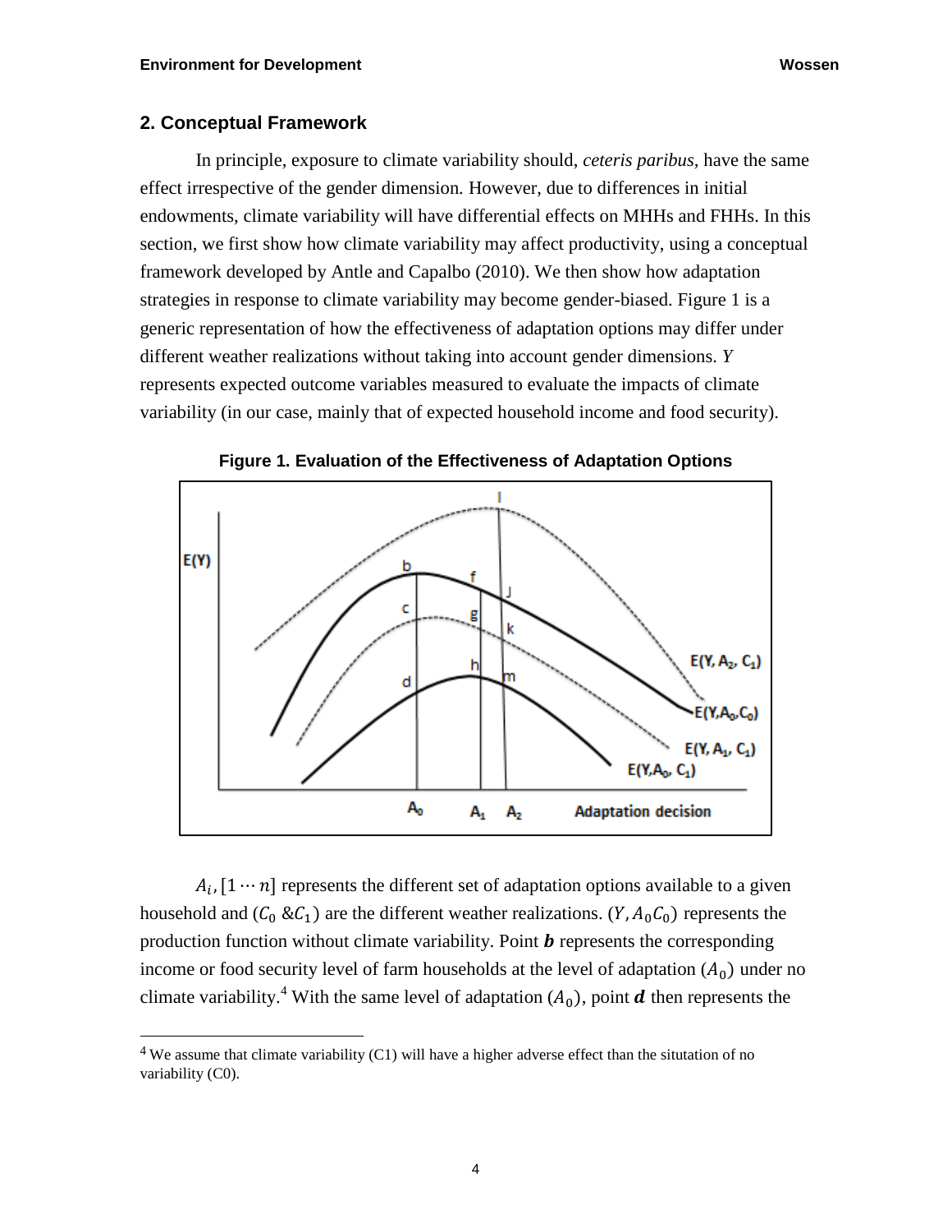## 2. Conceptual Framework

In principle, exposure to climate variability should, *ceteris paribus*, have the same effect irrespective of the gender dimension. However, due to differences in initial endowments, climate variability will have differential effects on MHHs and FHHs. In this section, we first show how climate variability may affect productivity, using a conceptual framework developed by Antle and Capalbo (2010). We then show how adaptation strategies in response to climate variability may become gender-biased. Figure 1 is a generic representation of how the effectiveness of adaptation options may differ under different weather realizations without taking into account gender dimensions. $Y$ represents expected outcome variables measured to evaluate the impacts of climate variability (in our case, mainly that of expected household income and food security).

**Figure 1. Evaluation of the Effectiveness of Adaptation Options**

$A_i, [1 \cdots n]$ represents the different set of adaptation options available to a given household and $(C_0$ &$C_1)$ are the different weather realizations. $(Y, A_0C_0)$ represents the production function without climate variability. Point ***b*** represents the corresponding income or food security level of farm households at the level of adaptation $(A_0)$ under no climate variability.[4] With the same level of adaptation $(A_0)$, point ***d*** then represents the

[4] We assume that climate variability (C1) will have a higher adverse effect than the situtation of no variability (C0).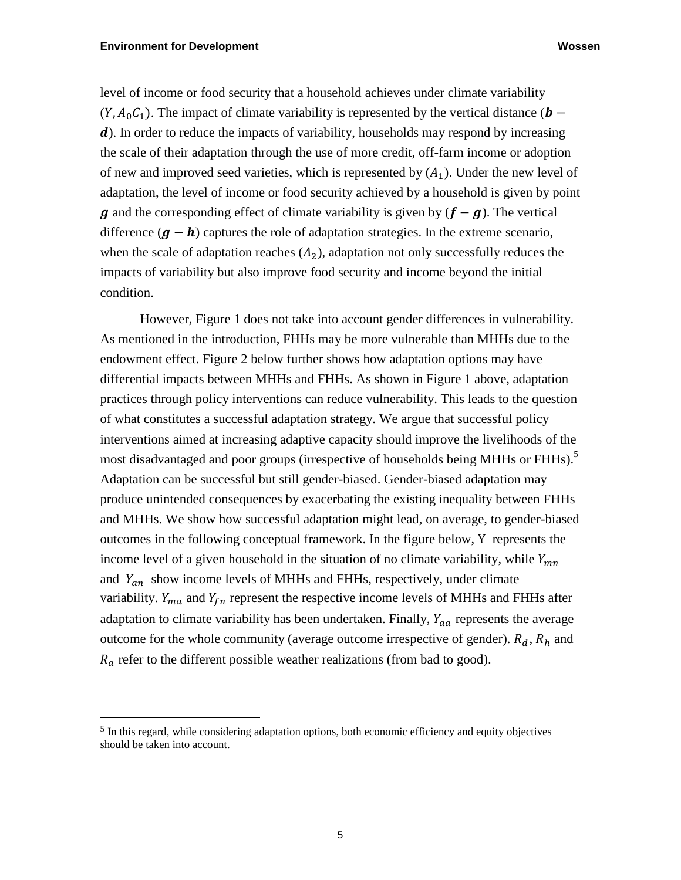level of income or food security that a household achieves under climate variability $(Y, A_0C_1)$. The impact of climate variability is represented by the vertical distance $(\boldsymbol{b} - \boldsymbol{d})$. In order to reduce the impacts of variability, households may respond by increasing the scale of their adaptation through the use of more credit, off-farm income or adoption of new and improved seed varieties, which is represented by $(A_1)$. Under the new level of adaptation, the level of income or food security achieved by a household is given by point $\boldsymbol{g}$ and the corresponding effect of climate variability is given by $(\boldsymbol{f} - \boldsymbol{g})$. The vertical difference $(\boldsymbol{g} - \boldsymbol{h})$ captures the role of adaptation strategies. In the extreme scenario, when the scale of adaptation reaches $(A_2)$, adaptation not only successfully reduces the impacts of variability but also improve food security and income beyond the initial condition.

However, Figure 1 does not take into account gender differences in vulnerability. As mentioned in the introduction, FHHs may be more vulnerable than MHHs due to the endowment effect. Figure 2 below further shows how adaptation options may have differential impacts between MHHs and FHHs. As shown in Figure 1 above, adaptation practices through policy interventions can reduce vulnerability. This leads to the question of what constitutes a successful adaptation strategy. We argue that successful policy interventions aimed at increasing adaptive capacity should improve the livelihoods of the most disadvantaged and poor groups (irrespective of households being MHHs or FHHs).[5] Adaptation can be successful but still gender-biased. Gender-biased adaptation may produce unintended consequences by exacerbating the existing inequality between FHHs and MHHs. We show how successful adaptation might lead, on average, to gender-biased outcomes in the following conceptual framework. In the figure below, Y represents the income level of a given household in the situation of no climate variability, while $Y_{mn}$ and $Y_{an}$ show income levels of MHHs and FHHs, respectively, under climate variability. $Y_{ma}$ and $Y_{fn}$ represent the respective income levels of MHHs and FHHs after adaptation to climate variability has been undertaken. Finally, $Y_{aa}$ represents the average outcome for the whole community (average outcome irrespective of gender). $R_d$, $R_h$ and $R_a$ refer to the different possible weather realizations (from bad to good).

[5] In this regard, while considering adaptation options, both economic efficiency and equity objectives should be taken into account.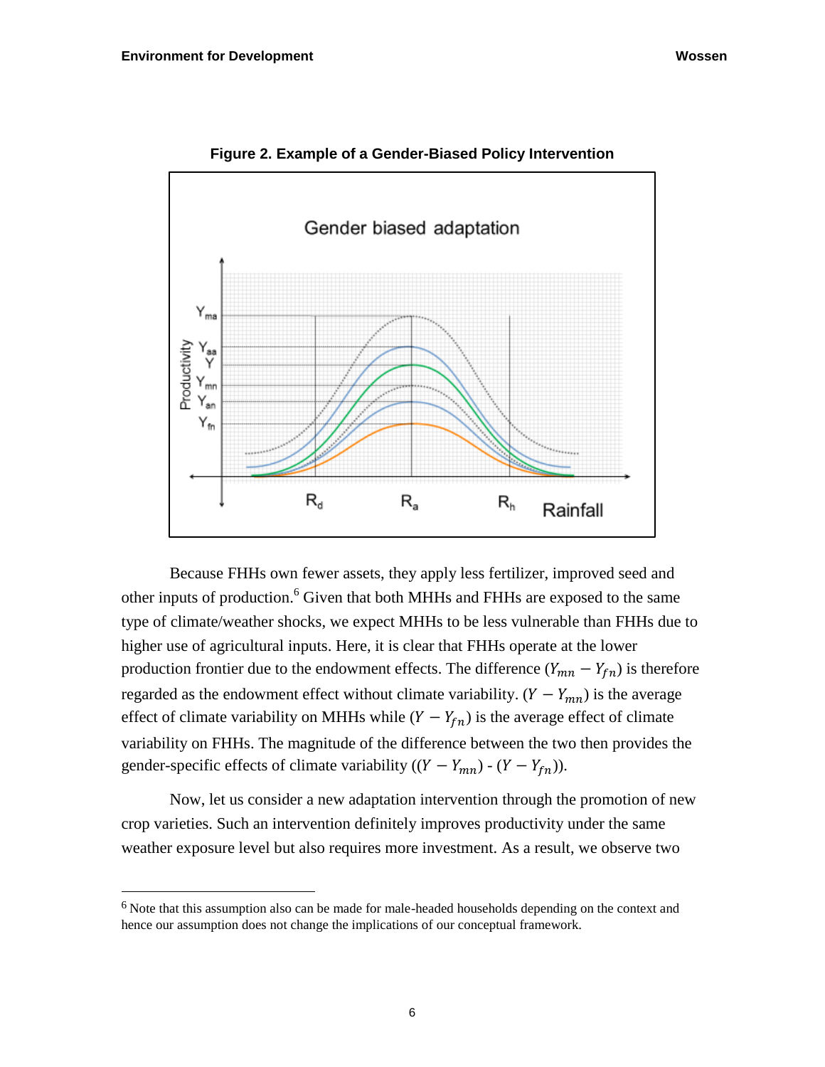**Figure 2. Example of a Gender-Biased Policy Intervention**

Because FHHs own fewer assets, they apply less fertilizer, improved seed and other inputs of production.[6] Given that both MHHs and FHHs are exposed to the same type of climate/weather shocks, we expect MHHs to be less vulnerable than FHHs due to higher use of agricultural inputs. Here, it is clear that FHHs operate at the lower production frontier due to the endowment effects. The difference $(Y_{mn} - Y_{fn})$ is therefore regarded as the endowment effect without climate variability. $(Y - Y_{mn})$ is the average effect of climate variability on MHHs while $(Y - Y_{fn})$ is the average effect of climate variability on FHHs. The magnitude of the difference between the two then provides the gender-specific effects of climate variability $((Y - Y_{mn})$ - $(Y - Y_{fn}))$.

Now, let us consider a new adaptation intervention through the promotion of new crop varieties. Such an intervention definitely improves productivity under the same weather exposure level but also requires more investment. As a result, we observe two

---

[6] Note that this assumption also can be made for male-headed households depending on the context and hence our assumption does not change the implications of our conceptual framework.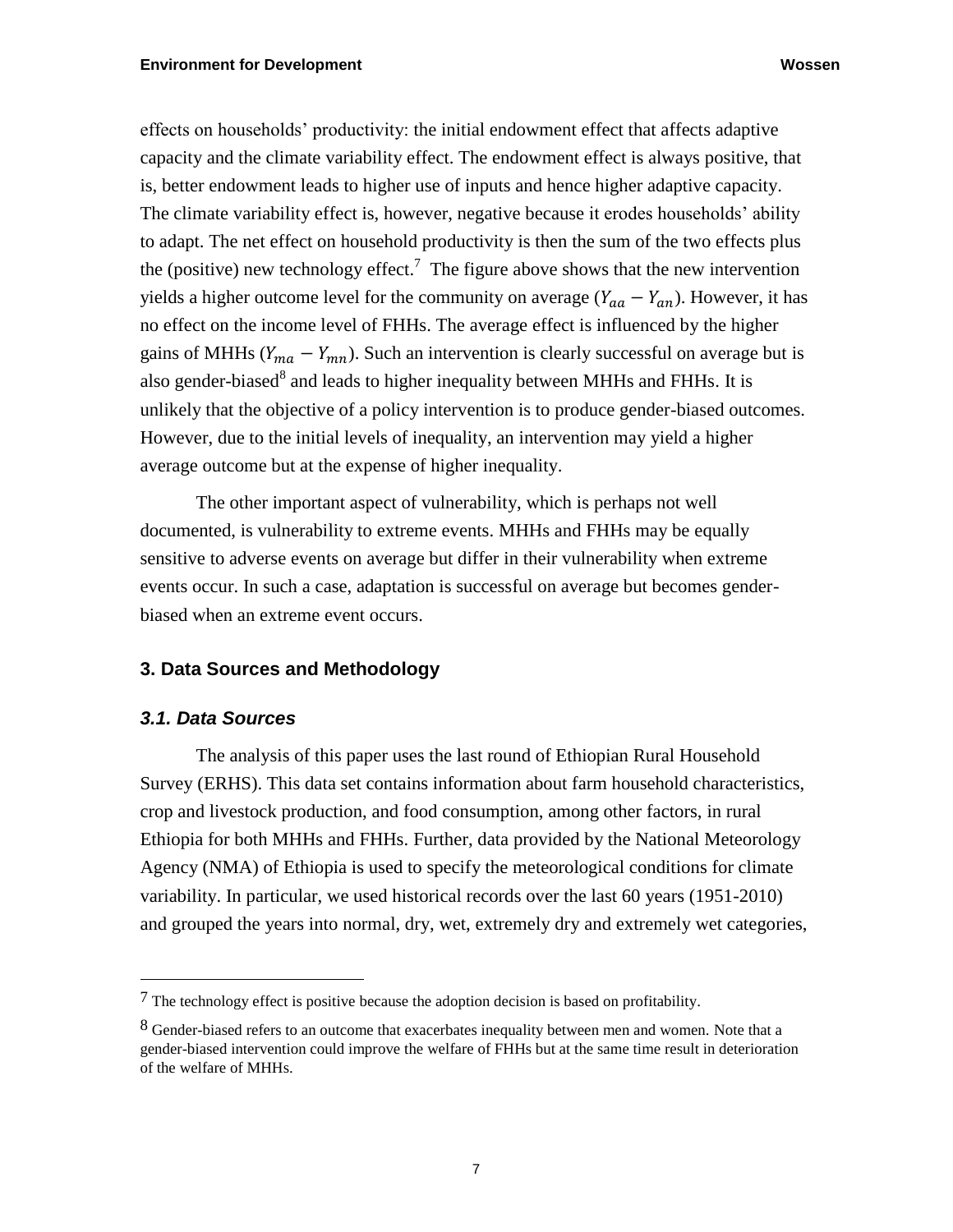effects on households' productivity: the initial endowment effect that affects adaptive capacity and the climate variability effect. The endowment effect is always positive, that is, better endowment leads to higher use of inputs and hence higher adaptive capacity. The climate variability effect is, however, negative because it erodes households' ability to adapt. The net effect on household productivity is then the sum of the two effects plus the (positive) new technology effect.[7] The figure above shows that the new intervention yields a higher outcome level for the community on average ($Y_{aa} - Y_{an}$). However, it has no effect on the income level of FHHs. The average effect is influenced by the higher gains of MHHs ($Y_{ma} - Y_{mn}$). Such an intervention is clearly successful on average but is also gender-biased[8] and leads to higher inequality between MHHs and FHHs. It is unlikely that the objective of a policy intervention is to produce gender-biased outcomes. However, due to the initial levels of inequality, an intervention may yield a higher average outcome but at the expense of higher inequality.

The other important aspect of vulnerability, which is perhaps not well documented, is vulnerability to extreme events. MHHs and FHHs may be equally sensitive to adverse events on average but differ in their vulnerability when extreme events occur. In such a case, adaptation is successful on average but becomes gender-biased when an extreme event occurs.

## 3. Data Sources and Methodology

### *3.1. Data Sources*

The analysis of this paper uses the last round of Ethiopian Rural Household Survey (ERHS). This data set contains information about farm household characteristics, crop and livestock production, and food consumption, among other factors, in rural Ethiopia for both MHHs and FHHs. Further, data provided by the National Meteorology Agency (NMA) of Ethiopia is used to specify the meteorological conditions for climate variability. In particular, we used historical records over the last 60 years (1951-2010) and grouped the years into normal, dry, wet, extremely dry and extremely wet categories,

---

[7] The technology effect is positive because the adoption decision is based on profitability.

[8] Gender-biased refers to an outcome that exacerbates inequality between men and women. Note that a gender-biased intervention could improve the welfare of FHHs but at the same time result in deterioration of the welfare of MHHs.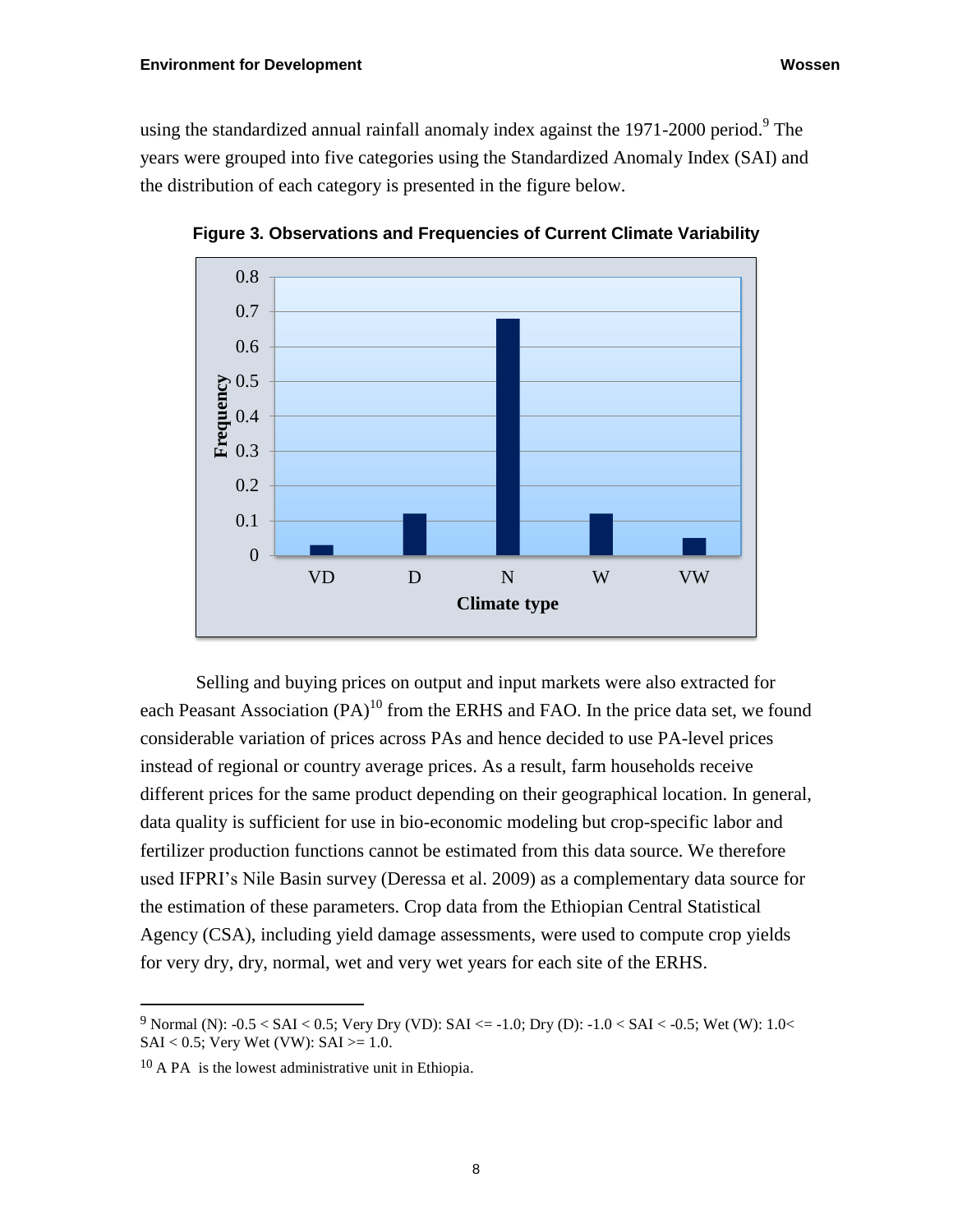using the standardized annual rainfall anomaly index against the 1971-2000 period.[9] The years were grouped into five categories using the Standardized Anomaly Index (SAI) and the distribution of each category is presented in the figure below.

**Figure 3. Observations and Frequencies of Current Climate Variability**

Selling and buying prices on output and input markets were also extracted for each Peasant Association (PA)[10] from the ERHS and FAO. In the price data set, we found considerable variation of prices across PAs and hence decided to use PA-level prices instead of regional or country average prices. As a result, farm households receive different prices for the same product depending on their geographical location. In general, data quality is sufficient for use in bio-economic modeling but crop-specific labor and fertilizer production functions cannot be estimated from this data source. We therefore used IFPRI's Nile Basin survey (Deressa et al. 2009) as a complementary data source for the estimation of these parameters. Crop data from the Ethiopian Central Statistical Agency (CSA), including yield damage assessments, were used to compute crop yields for very dry, dry, normal, wet and very wet years for each site of the ERHS.

---

[9] Normal (N): -0.5 < SAI < 0.5; Very Dry (VD): SAI <= -1.0; Dry (D): -1.0 < SAI < -0.5; Wet (W): 1.0< SAI < 0.5; Very Wet (VW): SAI >= 1.0.

[10] A PA is the lowest administrative unit in Ethiopia.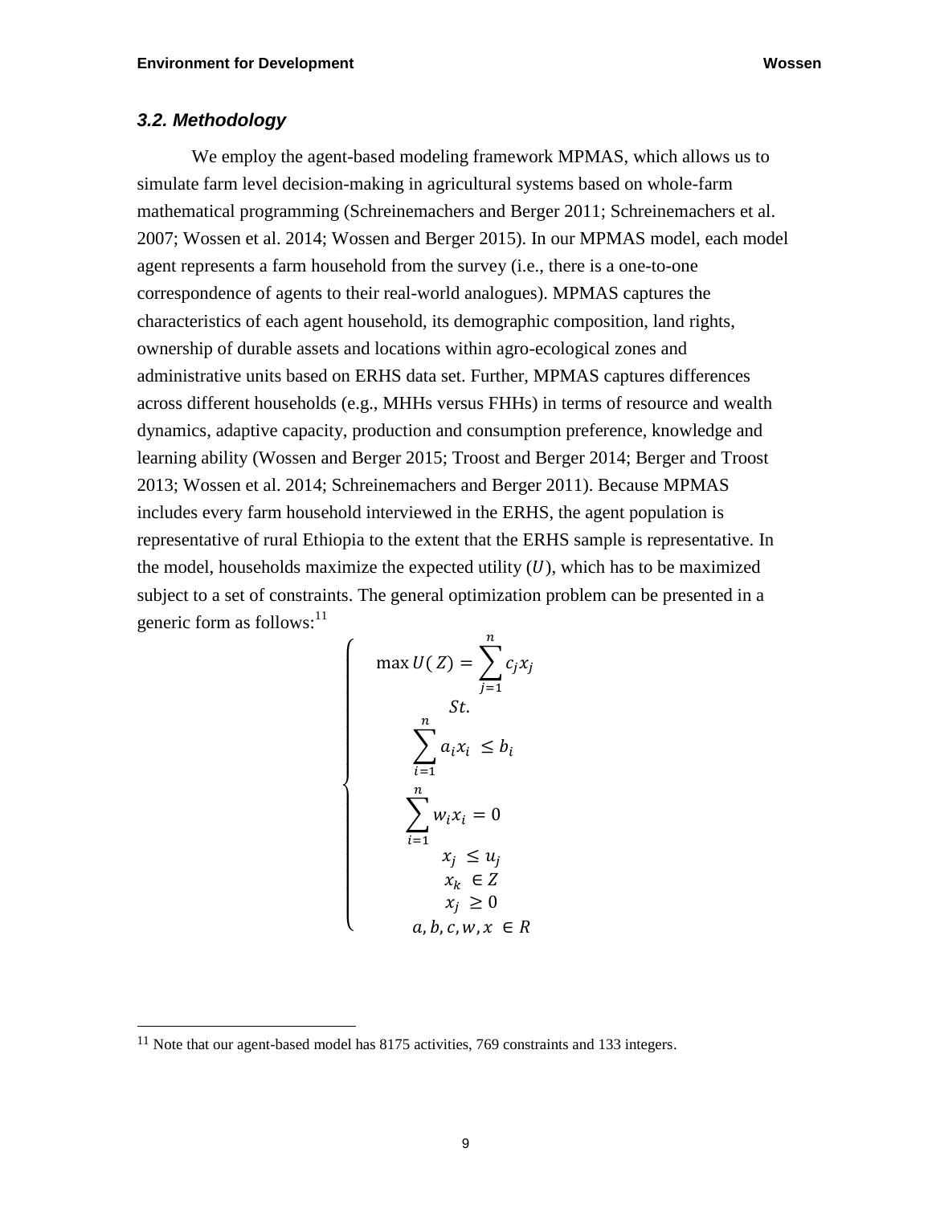### *3.2. Methodology*

We employ the agent-based modeling framework MPMAS, which allows us to simulate farm level decision-making in agricultural systems based on whole-farm mathematical programming (Schreinemachers and Berger 2011; Schreinemachers et al. 2007; Wossen et al. 2014; Wossen and Berger 2015). In our MPMAS model, each model agent represents a farm household from the survey (i.e., there is a one-to-one correspondence of agents to their real-world analogues). MPMAS captures the characteristics of each agent household, its demographic composition, land rights, ownership of durable assets and locations within agro-ecological zones and administrative units based on ERHS data set. Further, MPMAS captures differences across different households (e.g., MHHs versus FHHs) in terms of resource and wealth dynamics, adaptive capacity, production and consumption preference, knowledge and learning ability (Wossen and Berger 2015; Troost and Berger 2014; Berger and Troost 2013; Wossen et al. 2014; Schreinemachers and Berger 2011). Because MPMAS includes every farm household interviewed in the ERHS, the agent population is representative of rural Ethiopia to the extent that the ERHS sample is representative. In the model, households maximize the expected utility ($U$), which has to be maximized subject to a set of constraints. The general optimization problem can be presented in a generic form as follows:[11]

$$
\begin{cases}
\max U(Z) = \sum_{j=1}^{n} c_j x_j \\
St. \\
\sum_{i=1}^{n} a_i x_i \leq b_i \\
\sum_{i=1}^{n} w_i x_i = 0 \\
x_j \leq u_j \\
x_k \in Z \\
x_j \geq 0 \\
a, b, c, w, x \in R
\end{cases}
$$

[11] Note that our agent-based model has 8175 activities, 769 constraints and 133 integers.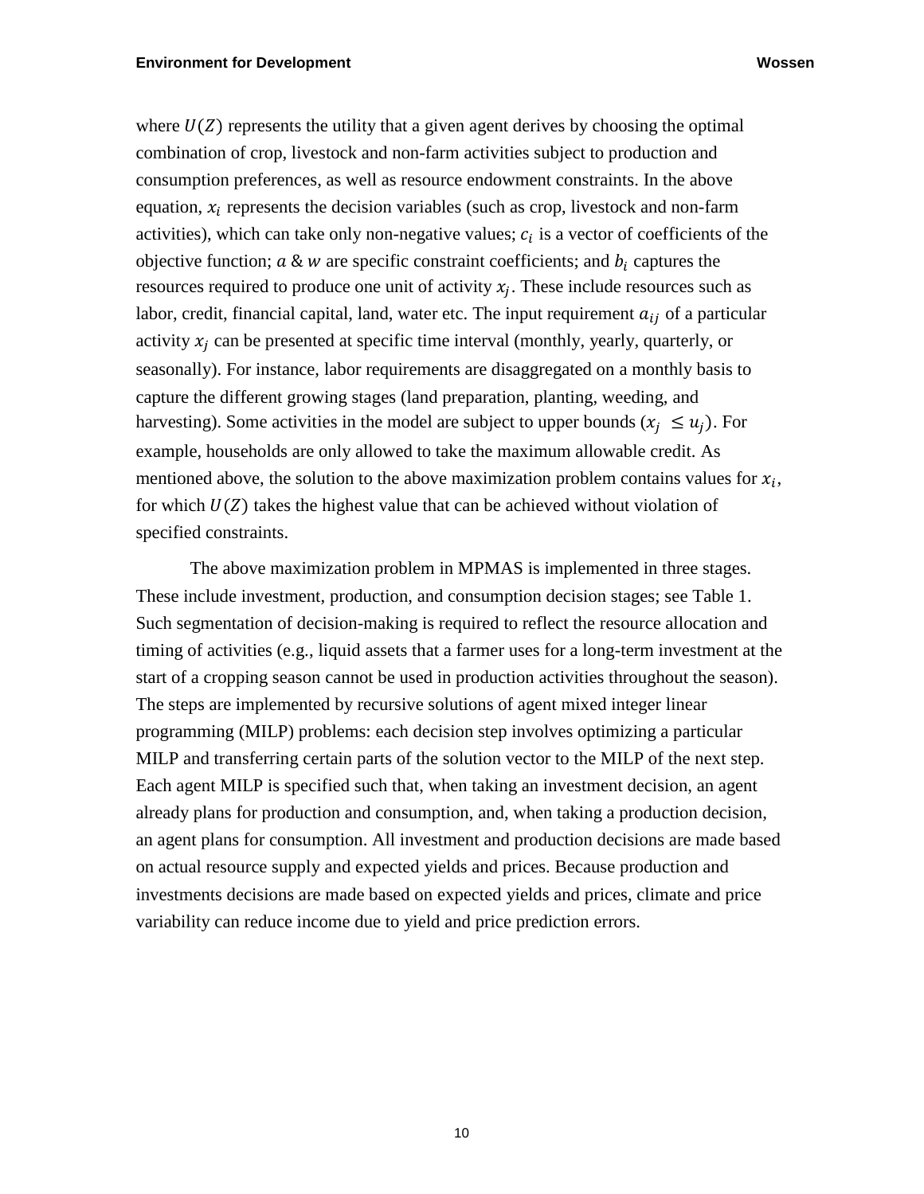where $U(Z)$ represents the utility that a given agent derives by choosing the optimal combination of crop, livestock and non-farm activities subject to production and consumption preferences, as well as resource endowment constraints. In the above equation, $x_i$ represents the decision variables (such as crop, livestock and non-farm activities), which can take only non-negative values; $c_i$ is a vector of coefficients of the objective function; $a$ & $w$ are specific constraint coefficients; and $b_i$ captures the resources required to produce one unit of activity $x_j$. These include resources such as labor, credit, financial capital, land, water etc. The input requirement $a_{ij}$ of a particular activity $x_j$ can be presented at specific time interval (monthly, yearly, quarterly, or seasonally). For instance, labor requirements are disaggregated on a monthly basis to capture the different growing stages (land preparation, planting, weeding, and harvesting). Some activities in the model are subject to upper bounds ($x_j \leq u_j$). For example, households are only allowed to take the maximum allowable credit. As mentioned above, the solution to the above maximization problem contains values for $x_i$, for which $U(Z)$ takes the highest value that can be achieved without violation of specified constraints.

The above maximization problem in MPMAS is implemented in three stages. These include investment, production, and consumption decision stages; see Table 1. Such segmentation of decision-making is required to reflect the resource allocation and timing of activities (e.g., liquid assets that a farmer uses for a long-term investment at the start of a cropping season cannot be used in production activities throughout the season). The steps are implemented by recursive solutions of agent mixed integer linear programming (MILP) problems: each decision step involves optimizing a particular MILP and transferring certain parts of the solution vector to the MILP of the next step. Each agent MILP is specified such that, when taking an investment decision, an agent already plans for production and consumption, and, when taking a production decision, an agent plans for consumption. All investment and production decisions are made based on actual resource supply and expected yields and prices. Because production and investments decisions are made based on expected yields and prices, climate and price variability can reduce income due to yield and price prediction errors.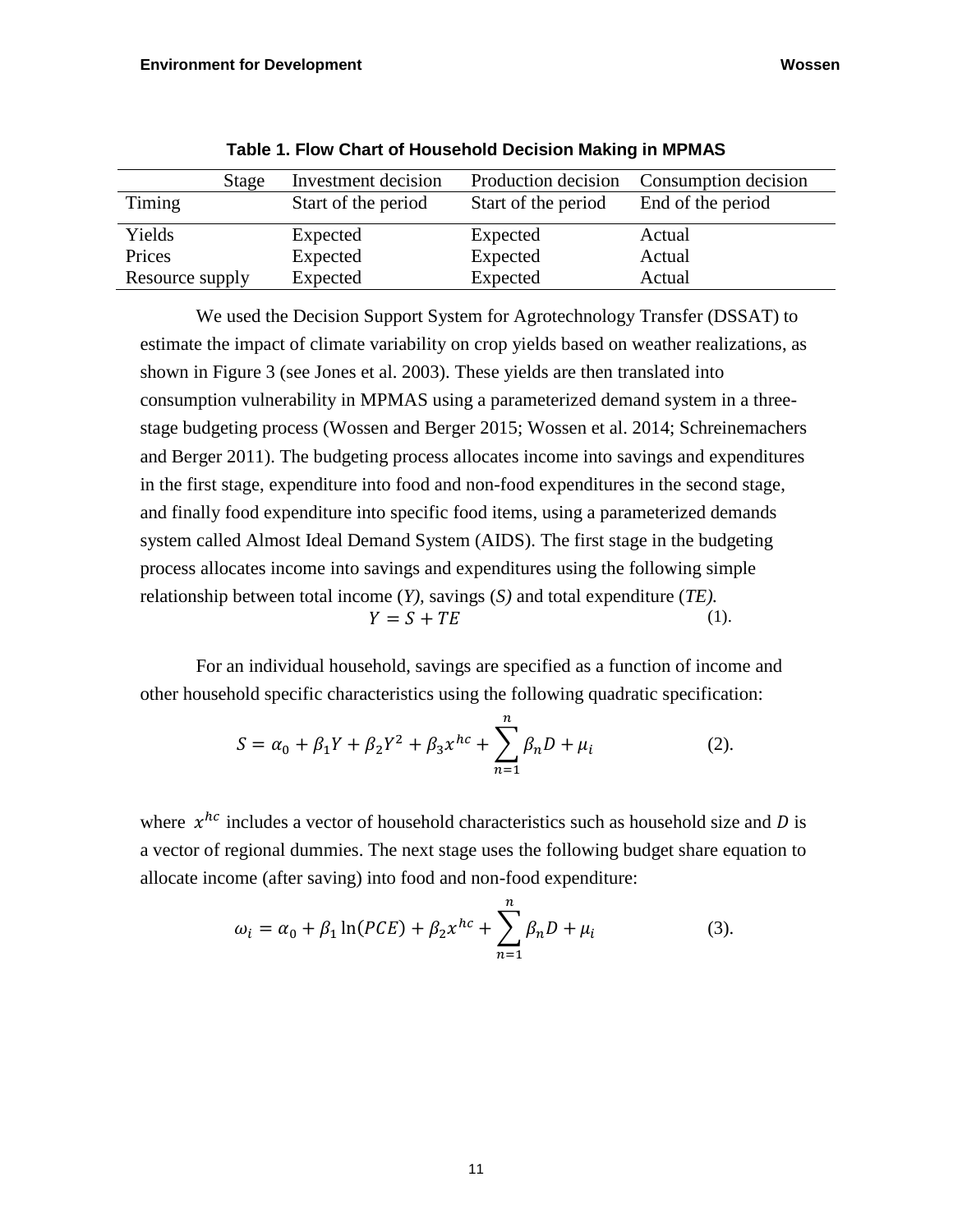**Table 1. Flow Chart of Household Decision Making in MPMAS**

| Stage | Investment decision | Production decision | Consumption decision |
|---|---|---|---|
| Timing | Start of the period | Start of the period | End of the period |
| Yields | Expected | Expected | Actual |
| Prices | Expected | Expected | Actual |
| Resource supply | Expected | Expected | Actual |

We used the Decision Support System for Agrotechnology Transfer (DSSAT) to estimate the impact of climate variability on crop yields based on weather realizations, as shown in Figure 3 (see Jones et al. 2003). These yields are then translated into consumption vulnerability in MPMAS using a parameterized demand system in a three-stage budgeting process (Wossen and Berger 2015; Wossen et al. 2014; Schreinemachers and Berger 2011). The budgeting process allocates income into savings and expenditures in the first stage, expenditure into food and non-food expenditures in the second stage, and finally food expenditure into specific food items, using a parameterized demands system called Almost Ideal Demand System (AIDS). The first stage in the budgeting process allocates income into savings and expenditures using the following simple relationship between total income (*Y),* savings (*S)* and total expenditure (*TE).*

$$Y = S + TE \tag{1}$$

For an individual household, savings are specified as a function of income and other household specific characteristics using the following quadratic specification:

$$S = \alpha_0 + \beta_1 Y + \beta_2 Y^2 + \beta_3 x^{hc} + \sum_{n=1}^{n} \beta_n D + \mu_i \tag{2}$$

where $x^{hc}$ includes a vector of household characteristics such as household size and $D$ is a vector of regional dummies. The next stage uses the following budget share equation to allocate income (after saving) into food and non-food expenditure:

$$\omega_i = \alpha_0 + \beta_1 \ln(PCE) + \beta_2 x^{hc} + \sum_{n=1}^{n} \beta_n D + \mu_i \tag{3}$$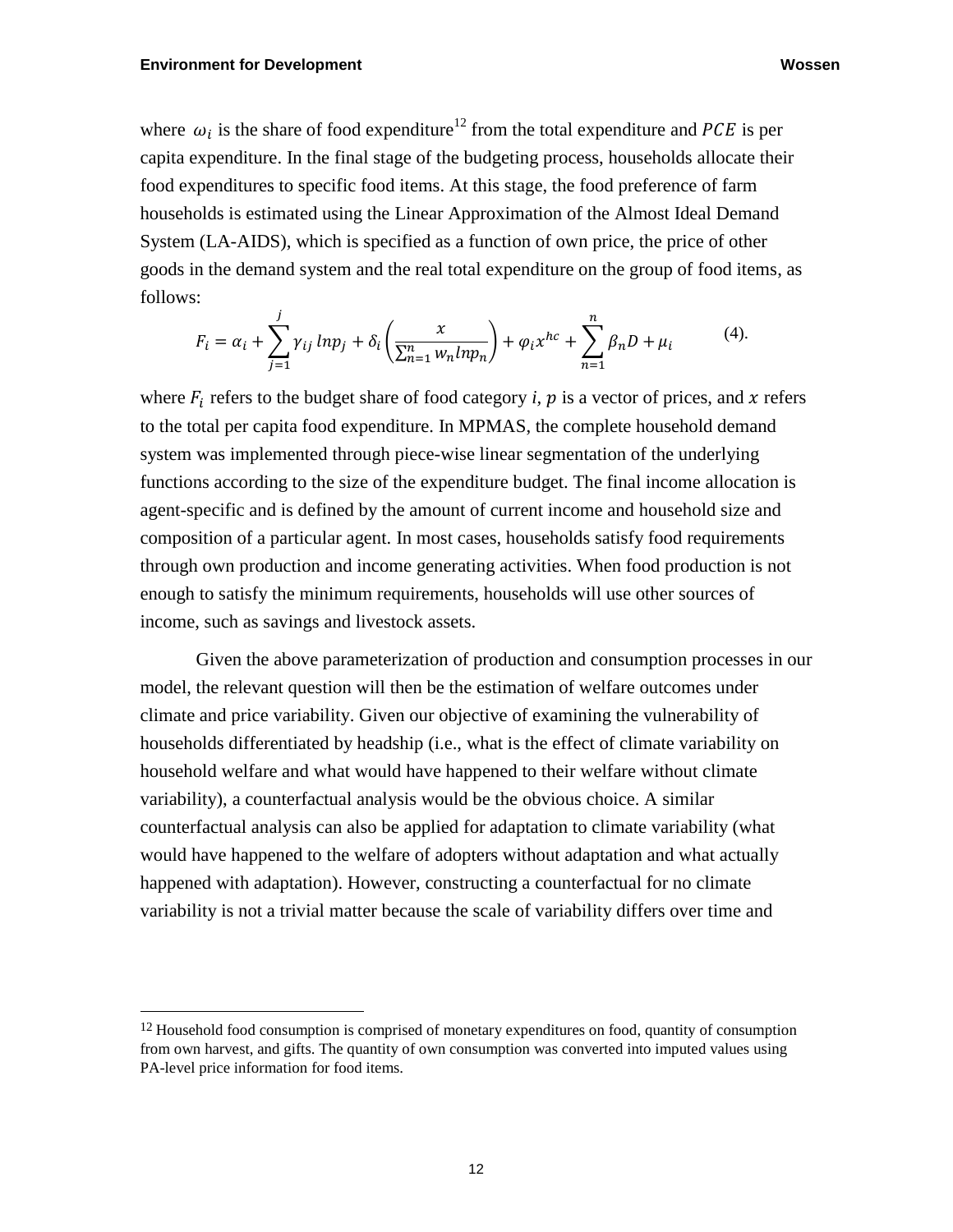where $\omega_i$ is the share of food expenditure[12] from the total expenditure and $PCE$ is per capita expenditure. In the final stage of the budgeting process, households allocate their food expenditures to specific food items. At this stage, the food preference of farm households is estimated using the Linear Approximation of the Almost Ideal Demand System (LA-AIDS), which is specified as a function of own price, the price of other goods in the demand system and the real total expenditure on the group of food items, as follows:

$$F_i = \alpha_i + \sum_{j=1}^{j} \gamma_{ij} \, lnp_j + \delta_i \left( \frac{x}{\sum_{n=1}^{n} w_n lnp_n} \right) + \varphi_i x^{hc} + \sum_{n=1}^{n} \beta_n D + \mu_i \qquad (4).$$

where $F_i$ refers to the budget share of food category $i$, $p$ is a vector of prices, and $x$ refers to the total per capita food expenditure. In MPMAS, the complete household demand system was implemented through piece-wise linear segmentation of the underlying functions according to the size of the expenditure budget. The final income allocation is agent-specific and is defined by the amount of current income and household size and composition of a particular agent. In most cases, households satisfy food requirements through own production and income generating activities. When food production is not enough to satisfy the minimum requirements, households will use other sources of income, such as savings and livestock assets.

Given the above parameterization of production and consumption processes in our model, the relevant question will then be the estimation of welfare outcomes under climate and price variability. Given our objective of examining the vulnerability of households differentiated by headship (i.e., what is the effect of climate variability on household welfare and what would have happened to their welfare without climate variability), a counterfactual analysis would be the obvious choice. A similar counterfactual analysis can also be applied for adaptation to climate variability (what would have happened to the welfare of adopters without adaptation and what actually happened with adaptation). However, constructing a counterfactual for no climate variability is not a trivial matter because the scale of variability differs over time and

[12] Household food consumption is comprised of monetary expenditures on food, quantity of consumption from own harvest, and gifts. The quantity of own consumption was converted into imputed values using PA-level price information for food items.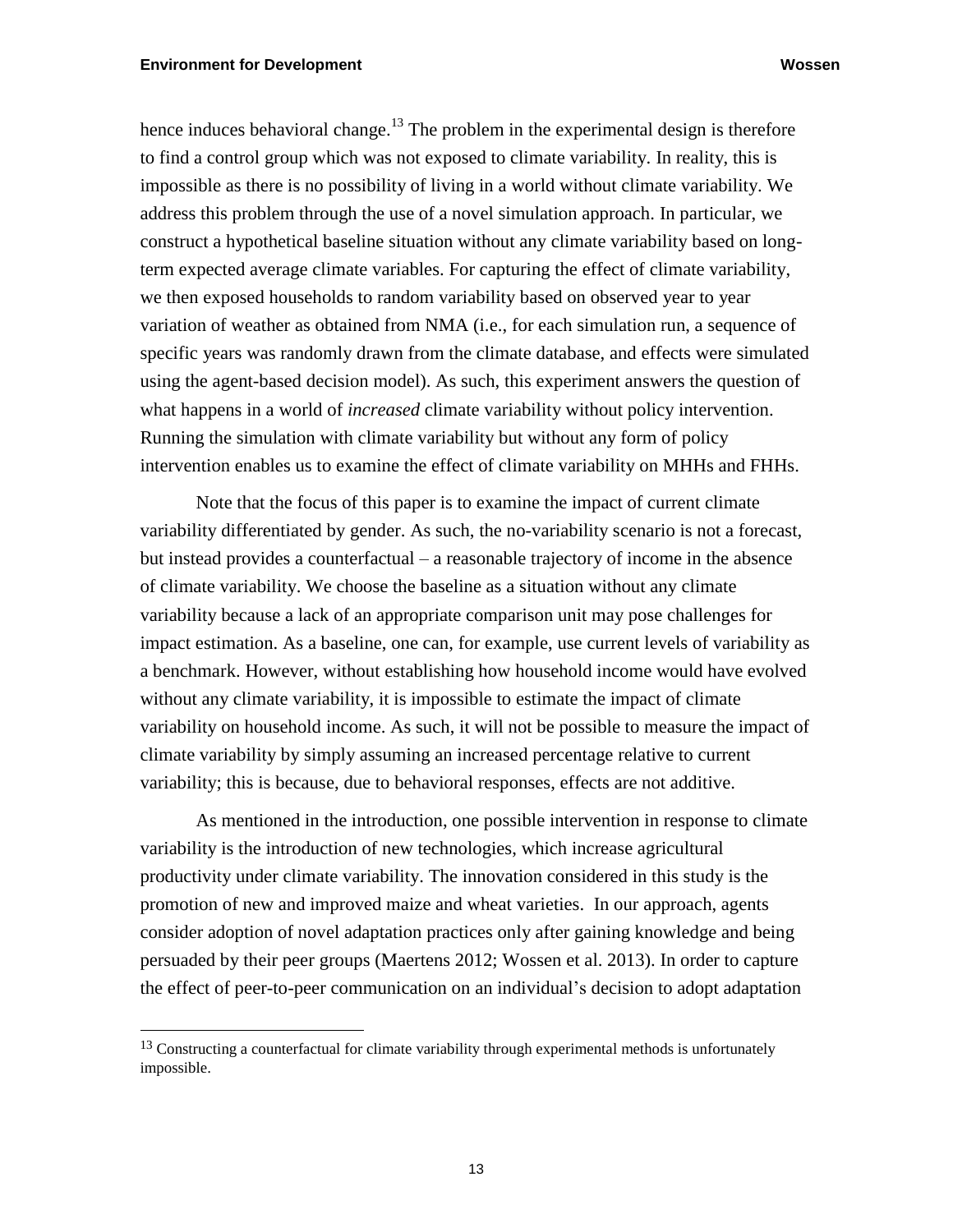hence induces behavioral change.[13] The problem in the experimental design is therefore to find a control group which was not exposed to climate variability. In reality, this is impossible as there is no possibility of living in a world without climate variability. We address this problem through the use of a novel simulation approach. In particular, we construct a hypothetical baseline situation without any climate variability based on long-term expected average climate variables. For capturing the effect of climate variability, we then exposed households to random variability based on observed year to year variation of weather as obtained from NMA (i.e., for each simulation run, a sequence of specific years was randomly drawn from the climate database, and effects were simulated using the agent-based decision model). As such, this experiment answers the question of what happens in a world of *increased* climate variability without policy intervention. Running the simulation with climate variability but without any form of policy intervention enables us to examine the effect of climate variability on MHHs and FHHs.

Note that the focus of this paper is to examine the impact of current climate variability differentiated by gender. As such, the no-variability scenario is not a forecast, but instead provides a counterfactual – a reasonable trajectory of income in the absence of climate variability. We choose the baseline as a situation without any climate variability because a lack of an appropriate comparison unit may pose challenges for impact estimation. As a baseline, one can, for example, use current levels of variability as a benchmark. However, without establishing how household income would have evolved without any climate variability, it is impossible to estimate the impact of climate variability on household income. As such, it will not be possible to measure the impact of climate variability by simply assuming an increased percentage relative to current variability; this is because, due to behavioral responses, effects are not additive.

As mentioned in the introduction, one possible intervention in response to climate variability is the introduction of new technologies, which increase agricultural productivity under climate variability. The innovation considered in this study is the promotion of new and improved maize and wheat varieties. In our approach, agents consider adoption of novel adaptation practices only after gaining knowledge and being persuaded by their peer groups (Maertens 2012; Wossen et al. 2013). In order to capture the effect of peer-to-peer communication on an individual's decision to adopt adaptation

[13] Constructing a counterfactual for climate variability through experimental methods is unfortunately impossible.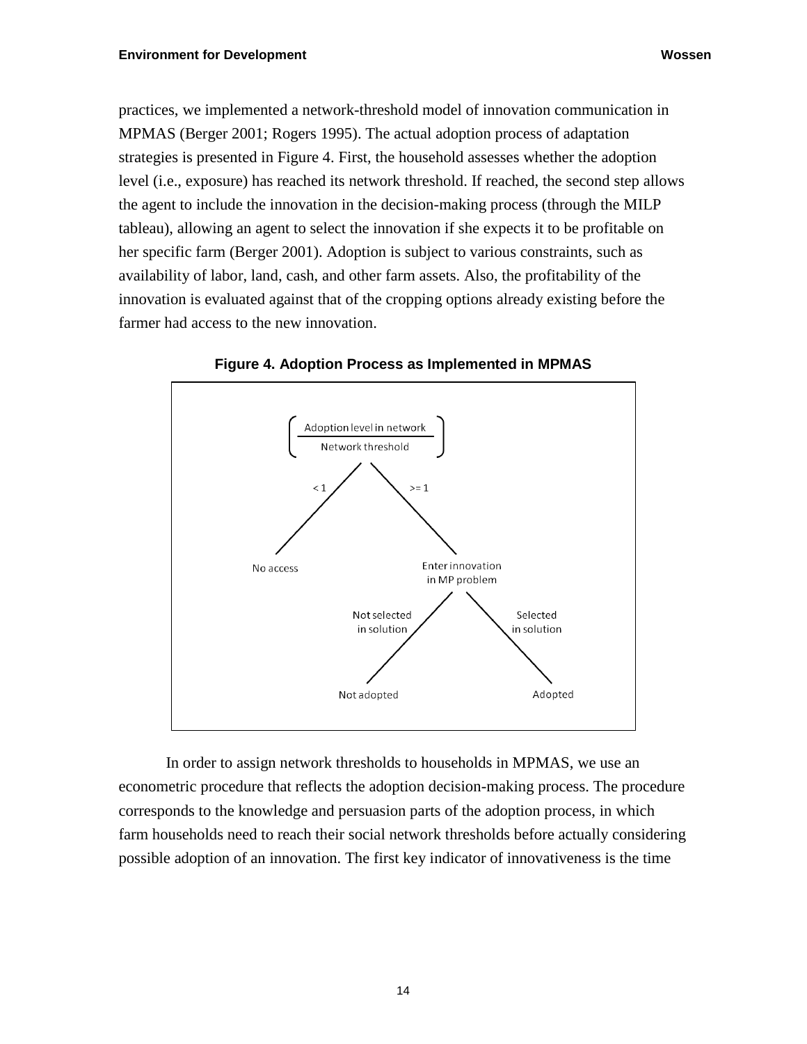practices, we implemented a network-threshold model of innovation communication in MPMAS (Berger 2001; Rogers 1995). The actual adoption process of adaptation strategies is presented in Figure 4. First, the household assesses whether the adoption level (i.e., exposure) has reached its network threshold. If reached, the second step allows the agent to include the innovation in the decision-making process (through the MILP tableau), allowing an agent to select the innovation if she expects it to be profitable on her specific farm (Berger 2001). Adoption is subject to various constraints, such as availability of labor, land, cash, and other farm assets. Also, the profitability of the innovation is evaluated against that of the cropping options already existing before the farmer had access to the new innovation.

**Figure 4. Adoption Process as Implemented in MPMAS**

In order to assign network thresholds to households in MPMAS, we use an econometric procedure that reflects the adoption decision-making process. The procedure corresponds to the knowledge and persuasion parts of the adoption process, in which farm households need to reach their social network thresholds before actually considering possible adoption of an innovation. The first key indicator of innovativeness is the time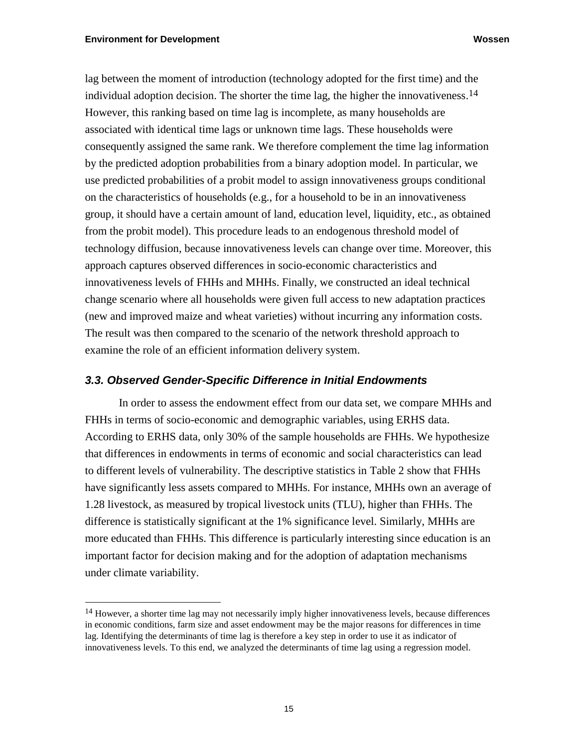lag between the moment of introduction (technology adopted for the first time) and the individual adoption decision. The shorter the time lag, the higher the innovativeness.[14] However, this ranking based on time lag is incomplete, as many households are associated with identical time lags or unknown time lags. These households were consequently assigned the same rank. We therefore complement the time lag information by the predicted adoption probabilities from a binary adoption model. In particular, we use predicted probabilities of a probit model to assign innovativeness groups conditional on the characteristics of households (e.g., for a household to be in an innovativeness group, it should have a certain amount of land, education level, liquidity, etc., as obtained from the probit model). This procedure leads to an endogenous threshold model of technology diffusion, because innovativeness levels can change over time. Moreover, this approach captures observed differences in socio-economic characteristics and innovativeness levels of FHHs and MHHs. Finally, we constructed an ideal technical change scenario where all households were given full access to new adaptation practices (new and improved maize and wheat varieties) without incurring any information costs. The result was then compared to the scenario of the network threshold approach to examine the role of an efficient information delivery system.

### *3.3. Observed Gender-Specific Difference in Initial Endowments*

In order to assess the endowment effect from our data set, we compare MHHs and FHHs in terms of socio-economic and demographic variables, using ERHS data. According to ERHS data, only 30% of the sample households are FHHs. We hypothesize that differences in endowments in terms of economic and social characteristics can lead to different levels of vulnerability. The descriptive statistics in Table 2 show that FHHs have significantly less assets compared to MHHs. For instance, MHHs own an average of 1.28 livestock, as measured by tropical livestock units (TLU), higher than FHHs. The difference is statistically significant at the 1% significance level. Similarly, MHHs are more educated than FHHs. This difference is particularly interesting since education is an important factor for decision making and for the adoption of adaptation mechanisms under climate variability.

[14] However, a shorter time lag may not necessarily imply higher innovativeness levels, because differences in economic conditions, farm size and asset endowment may be the major reasons for differences in time lag. Identifying the determinants of time lag is therefore a key step in order to use it as indicator of innovativeness levels. To this end, we analyzed the determinants of time lag using a regression model.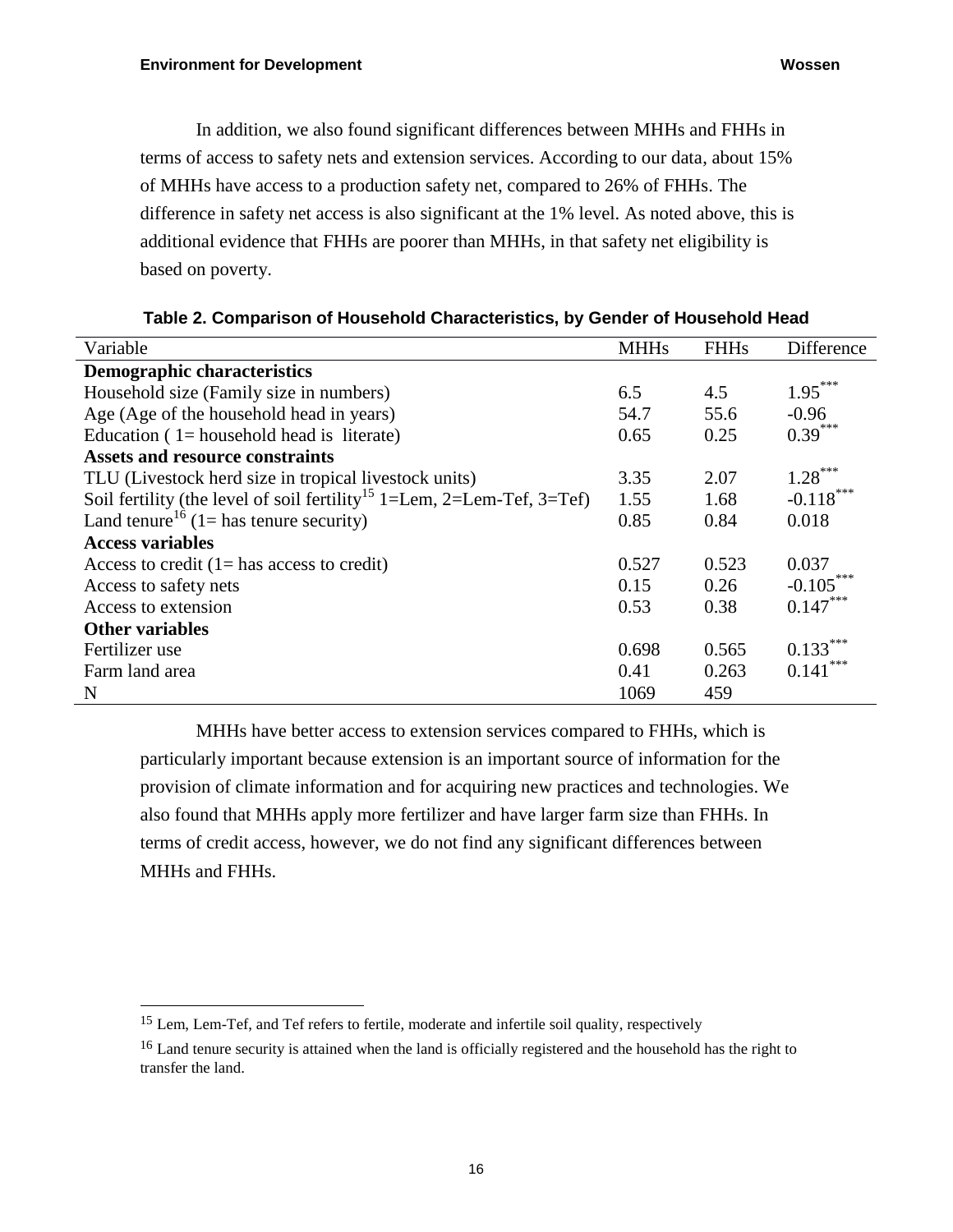In addition, we also found significant differences between MHHs and FHHs in terms of access to safety nets and extension services. According to our data, about 15% of MHHs have access to a production safety net, compared to 26% of FHHs. The difference in safety net access is also significant at the 1% level. As noted above, this is additional evidence that FHHs are poorer than MHHs, in that safety net eligibility is based on poverty.

**Table 2. Comparison of Household Characteristics, by Gender of Household Head**

| Variable | MHHs | FHHs | Difference |
|---|---|---|---|
| **Demographic characteristics** | | | |
| Household size (Family size in numbers) | 6.5 | 4.5 | 1.95*** |
| Age (Age of the household head in years) | 54.7 | 55.6 | -0.96 |
| Education ( 1= household head is literate) | 0.65 | 0.25 | 0.39*** |
| **Assets and resource constraints** | | | |
| TLU (Livestock herd size in tropical livestock units) | 3.35 | 2.07 | 1.28*** |
| Soil fertility (the level of soil fertility[15] 1=Lem, 2=Lem-Tef, 3=Tef) | 1.55 | 1.68 | -0.118*** |
| Land tenure[16] (1= has tenure security) | 0.85 | 0.84 | 0.018 |
| **Access variables** | | | |
| Access to credit (1= has access to credit) | 0.527 | 0.523 | 0.037 |
| Access to safety nets | 0.15 | 0.26 | -0.105*** |
| Access to extension | 0.53 | 0.38 | 0.147*** |
| **Other variables** | | | |
| Fertilizer use | 0.698 | 0.565 | 0.133*** |
| Farm land area | 0.41 | 0.263 | 0.141*** |
| N | 1069 | 459 | |

MHHs have better access to extension services compared to FHHs, which is particularly important because extension is an important source of information for the provision of climate information and for acquiring new practices and technologies. We also found that MHHs apply more fertilizer and have larger farm size than FHHs. In terms of credit access, however, we do not find any significant differences between MHHs and FHHs.

[15] Lem, Lem-Tef, and Tef refers to fertile, moderate and infertile soil quality, respectively

[16] Land tenure security is attained when the land is officially registered and the household has the right to transfer the land.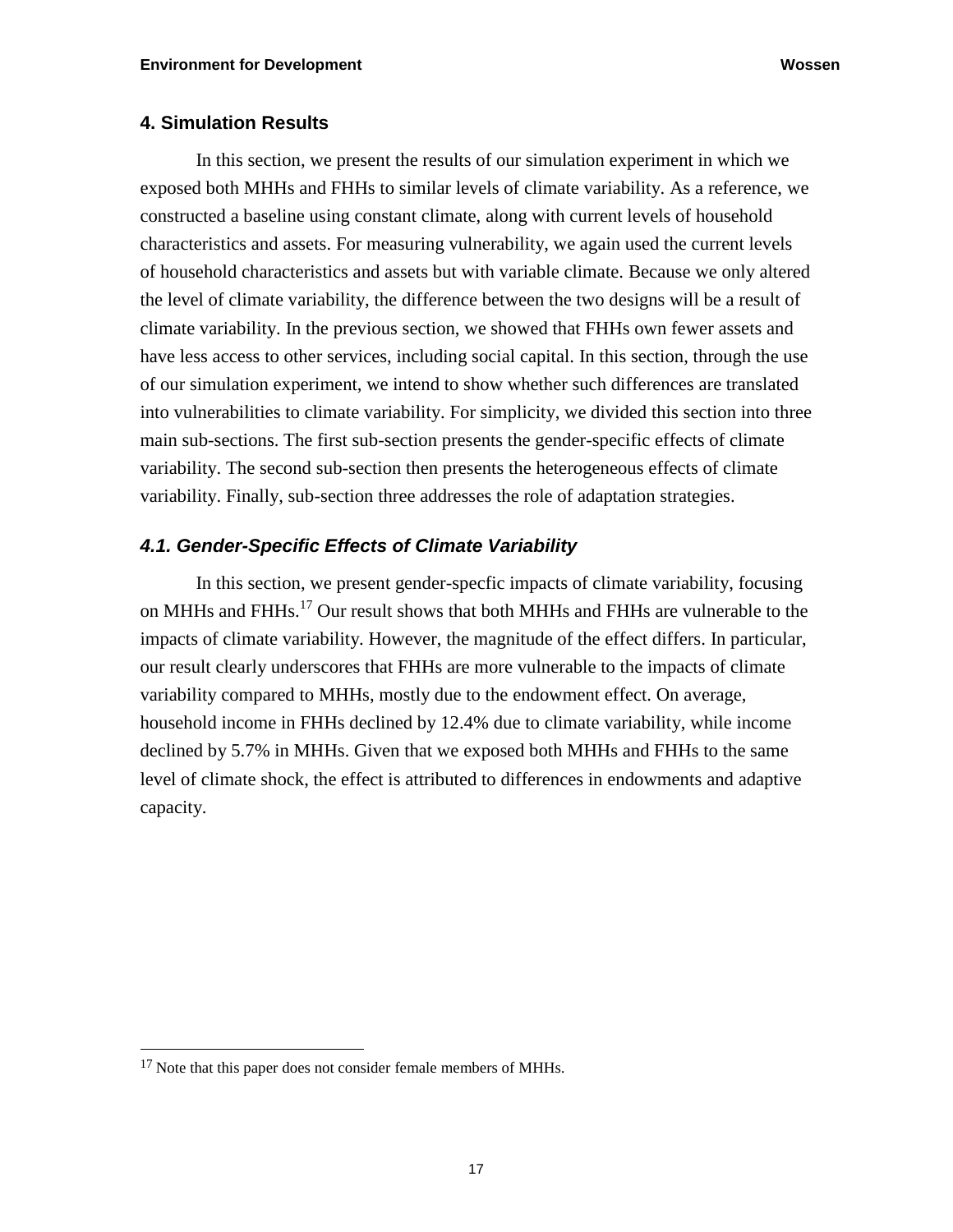## 4. Simulation Results

In this section, we present the results of our simulation experiment in which we exposed both MHHs and FHHs to similar levels of climate variability. As a reference, we constructed a baseline using constant climate, along with current levels of household characteristics and assets. For measuring vulnerability, we again used the current levels of household characteristics and assets but with variable climate. Because we only altered the level of climate variability, the difference between the two designs will be a result of climate variability. In the previous section, we showed that FHHs own fewer assets and have less access to other services, including social capital. In this section, through the use of our simulation experiment, we intend to show whether such differences are translated into vulnerabilities to climate variability. For simplicity, we divided this section into three main sub-sections. The first sub-section presents the gender-specific effects of climate variability. The second sub-section then presents the heterogeneous effects of climate variability. Finally, sub-section three addresses the role of adaptation strategies.

### *4.1. Gender-Specific Effects of Climate Variability*

In this section, we present gender-specfic impacts of climate variability, focusing on MHHs and FHHs.[17] Our result shows that both MHHs and FHHs are vulnerable to the impacts of climate variability. However, the magnitude of the effect differs. In particular, our result clearly underscores that FHHs are more vulnerable to the impacts of climate variability compared to MHHs, mostly due to the endowment effect. On average, household income in FHHs declined by 12.4% due to climate variability, while income declined by 5.7% in MHHs. Given that we exposed both MHHs and FHHs to the same level of climate shock, the effect is attributed to differences in endowments and adaptive capacity.

[17] Note that this paper does not consider female members of MHHs.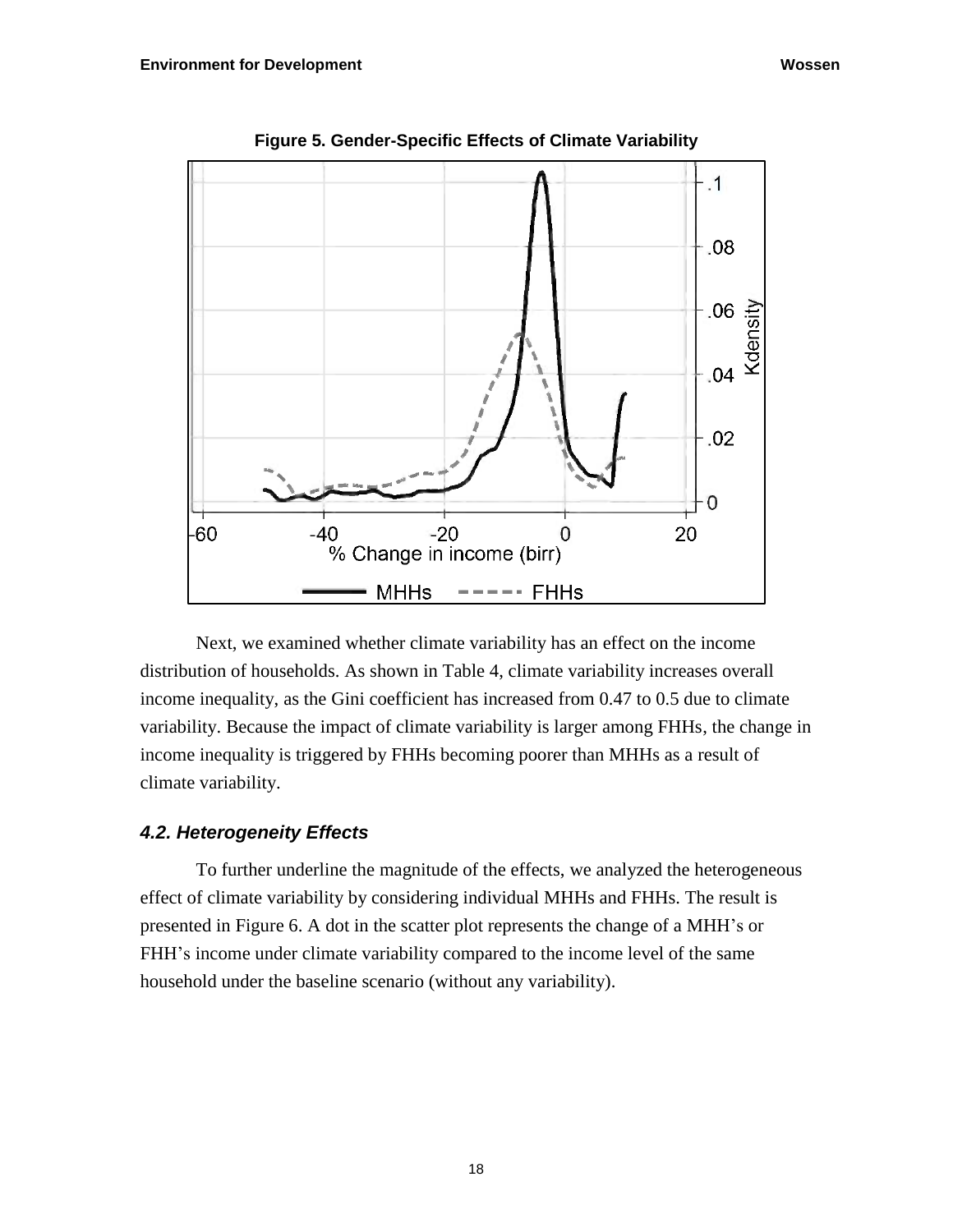**Figure 5. Gender-Specific Effects of Climate Variability**

Next, we examined whether climate variability has an effect on the income distribution of households. As shown in Table 4, climate variability increases overall income inequality, as the Gini coefficient has increased from 0.47 to 0.5 due to climate variability. Because the impact of climate variability is larger among FHHs, the change in income inequality is triggered by FHHs becoming poorer than MHHs as a result of climate variability.

### *4.2. Heterogeneity Effects*

To further underline the magnitude of the effects, we analyzed the heterogeneous effect of climate variability by considering individual MHHs and FHHs. The result is presented in Figure 6. A dot in the scatter plot represents the change of a MHH's or FHH's income under climate variability compared to the income level of the same household under the baseline scenario (without any variability).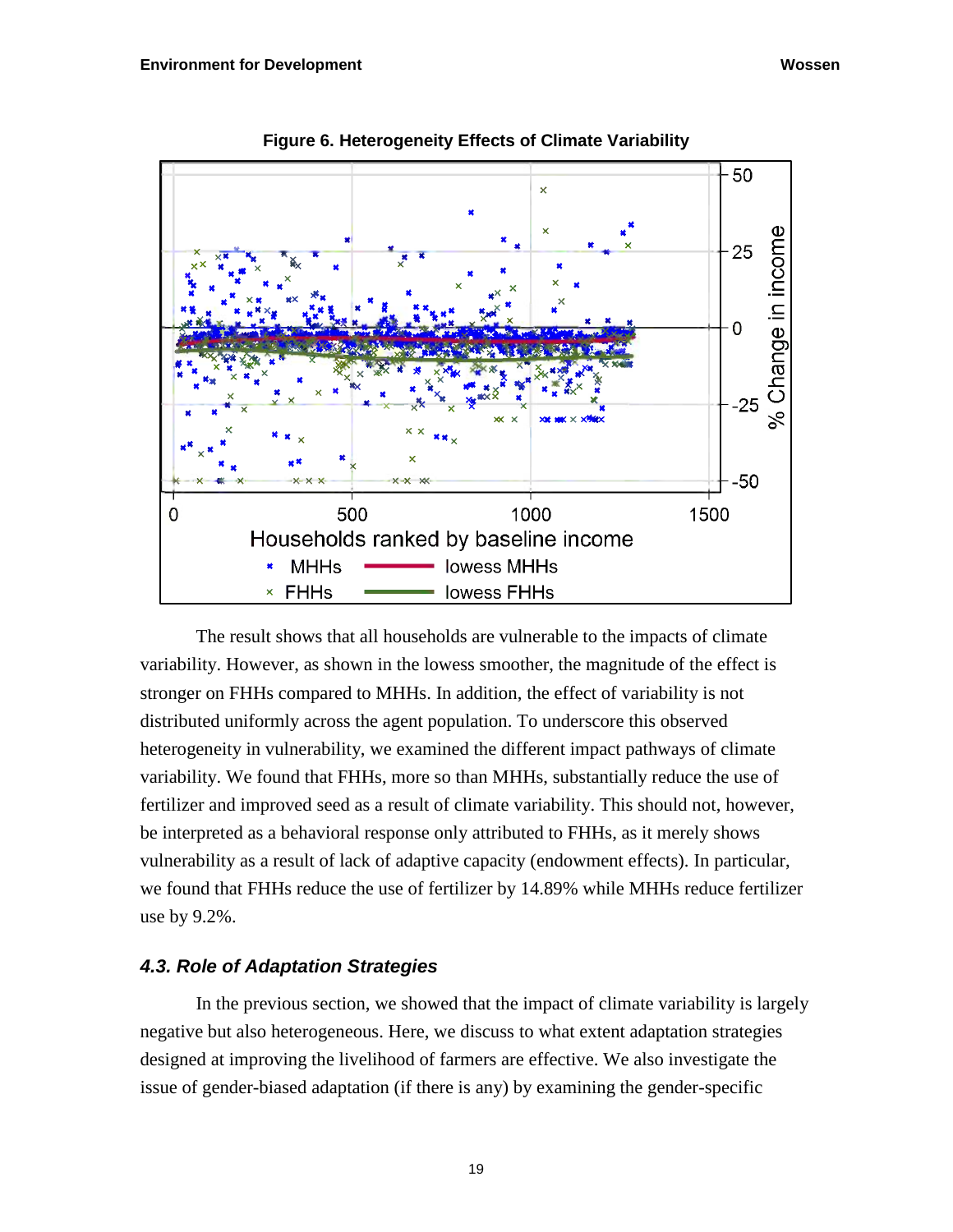**Figure 6. Heterogeneity Effects of Climate Variability**

The result shows that all households are vulnerable to the impacts of climate variability. However, as shown in the lowess smoother, the magnitude of the effect is stronger on FHHs compared to MHHs. In addition, the effect of variability is not distributed uniformly across the agent population. To underscore this observed heterogeneity in vulnerability, we examined the different impact pathways of climate variability. We found that FHHs, more so than MHHs, substantially reduce the use of fertilizer and improved seed as a result of climate variability. This should not, however, be interpreted as a behavioral response only attributed to FHHs, as it merely shows vulnerability as a result of lack of adaptive capacity (endowment effects). In particular, we found that FHHs reduce the use of fertilizer by 14.89% while MHHs reduce fertilizer use by 9.2%.

### *4.3. Role of Adaptation Strategies*

In the previous section, we showed that the impact of climate variability is largely negative but also heterogeneous. Here, we discuss to what extent adaptation strategies designed at improving the livelihood of farmers are effective. We also investigate the issue of gender-biased adaptation (if there is any) by examining the gender-specific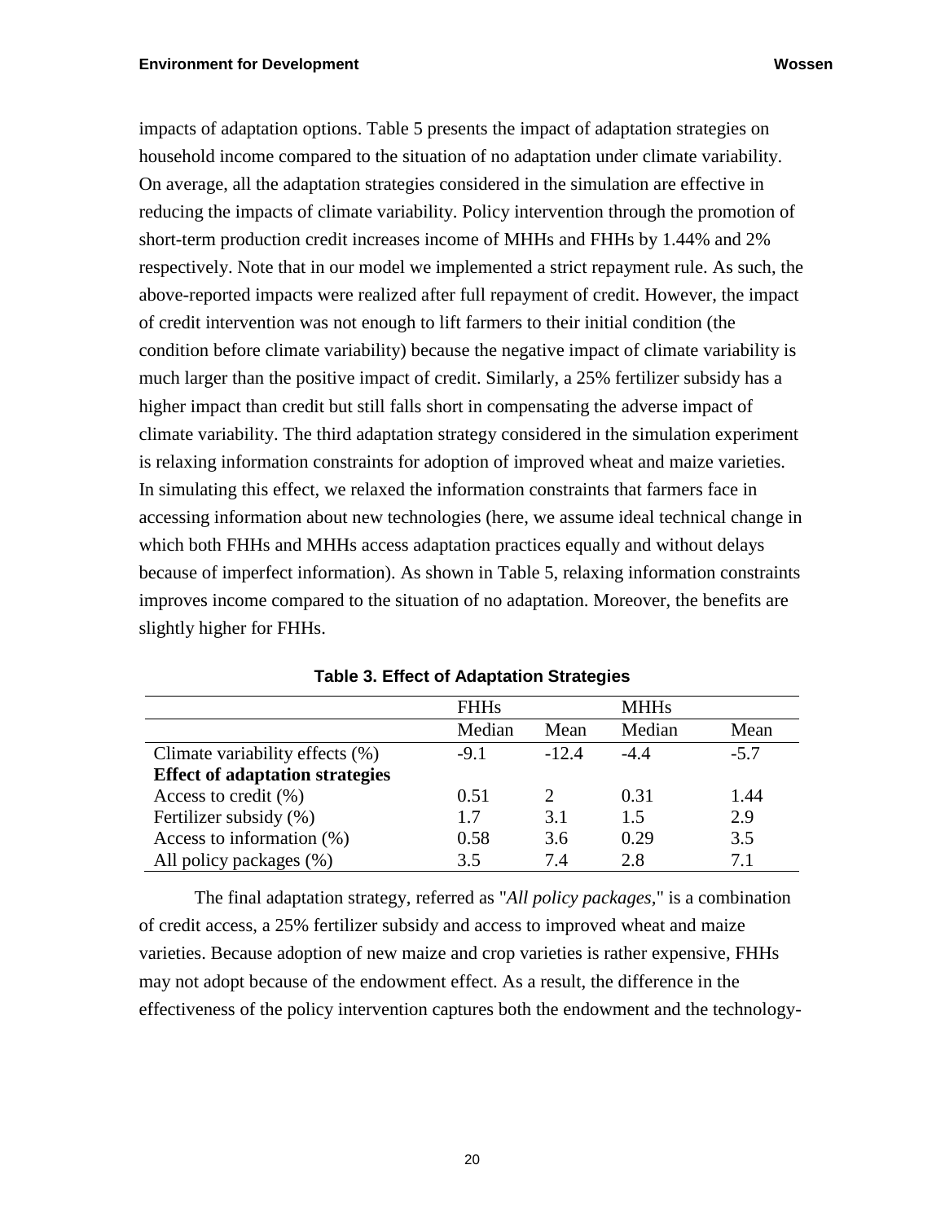impacts of adaptation options. Table 5 presents the impact of adaptation strategies on household income compared to the situation of no adaptation under climate variability. On average, all the adaptation strategies considered in the simulation are effective in reducing the impacts of climate variability. Policy intervention through the promotion of short-term production credit increases income of MHHs and FHHs by 1.44% and 2% respectively. Note that in our model we implemented a strict repayment rule. As such, the above-reported impacts were realized after full repayment of credit. However, the impact of credit intervention was not enough to lift farmers to their initial condition (the condition before climate variability) because the negative impact of climate variability is much larger than the positive impact of credit. Similarly, a 25% fertilizer subsidy has a higher impact than credit but still falls short in compensating the adverse impact of climate variability. The third adaptation strategy considered in the simulation experiment is relaxing information constraints for adoption of improved wheat and maize varieties. In simulating this effect, we relaxed the information constraints that farmers face in accessing information about new technologies (here, we assume ideal technical change in which both FHHs and MHHs access adaptation practices equally and without delays because of imperfect information). As shown in Table 5, relaxing information constraints improves income compared to the situation of no adaptation. Moreover, the benefits are slightly higher for FHHs.

**Table 3. Effect of Adaptation Strategies**

| | FHHs | | MHHs | |
|---|---|---|---|---|
| | Median | Mean | Median | Mean |
| Climate variability effects (%) | -9.1 | -12.4 | -4.4 | -5.7 |
| **Effect of adaptation strategies** | | | | |
| Access to credit (%) | 0.51 | 2 | 0.31 | 1.44 |
| Fertilizer subsidy (%) | 1.7 | 3.1 | 1.5 | 2.9 |
| Access to information (%) | 0.58 | 3.6 | 0.29 | 3.5 |
| All policy packages (%) | 3.5 | 7.4 | 2.8 | 7.1 |

The final adaptation strategy, referred as "*All policy packages*," is a combination of credit access, a 25% fertilizer subsidy and access to improved wheat and maize varieties. Because adoption of new maize and crop varieties is rather expensive, FHHs may not adopt because of the endowment effect. As a result, the difference in the effectiveness of the policy intervention captures both the endowment and the technology-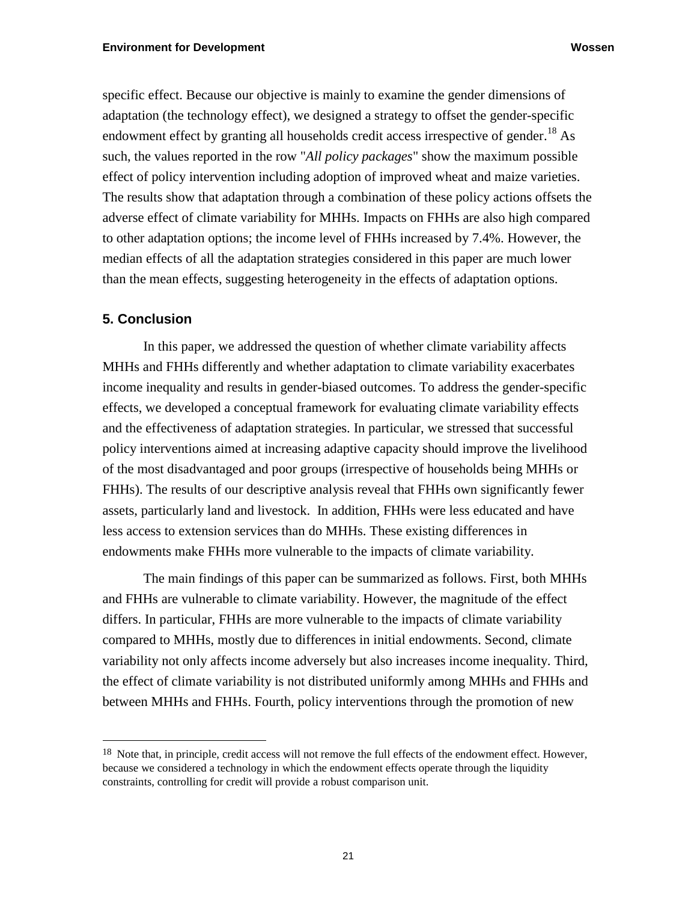specific effect. Because our objective is mainly to examine the gender dimensions of adaptation (the technology effect), we designed a strategy to offset the gender-specific endowment effect by granting all households credit access irrespective of gender.[18] As such, the values reported in the row "*All policy packages*" show the maximum possible effect of policy intervention including adoption of improved wheat and maize varieties. The results show that adaptation through a combination of these policy actions offsets the adverse effect of climate variability for MHHs. Impacts on FHHs are also high compared to other adaptation options; the income level of FHHs increased by 7.4%. However, the median effects of all the adaptation strategies considered in this paper are much lower than the mean effects, suggesting heterogeneity in the effects of adaptation options.

## 5. Conclusion

In this paper, we addressed the question of whether climate variability affects MHHs and FHHs differently and whether adaptation to climate variability exacerbates income inequality and results in gender-biased outcomes. To address the gender-specific effects, we developed a conceptual framework for evaluating climate variability effects and the effectiveness of adaptation strategies. In particular, we stressed that successful policy interventions aimed at increasing adaptive capacity should improve the livelihood of the most disadvantaged and poor groups (irrespective of households being MHHs or FHHs). The results of our descriptive analysis reveal that FHHs own significantly fewer assets, particularly land and livestock. In addition, FHHs were less educated and have less access to extension services than do MHHs. These existing differences in endowments make FHHs more vulnerable to the impacts of climate variability.

The main findings of this paper can be summarized as follows. First, both MHHs and FHHs are vulnerable to climate variability. However, the magnitude of the effect differs. In particular, FHHs are more vulnerable to the impacts of climate variability compared to MHHs, mostly due to differences in initial endowments. Second, climate variability not only affects income adversely but also increases income inequality. Third, the effect of climate variability is not distributed uniformly among MHHs and FHHs and between MHHs and FHHs. Fourth, policy interventions through the promotion of new

---

[18] Note that, in principle, credit access will not remove the full effects of the endowment effect. However, because we considered a technology in which the endowment effects operate through the liquidity constraints, controlling for credit will provide a robust comparison unit.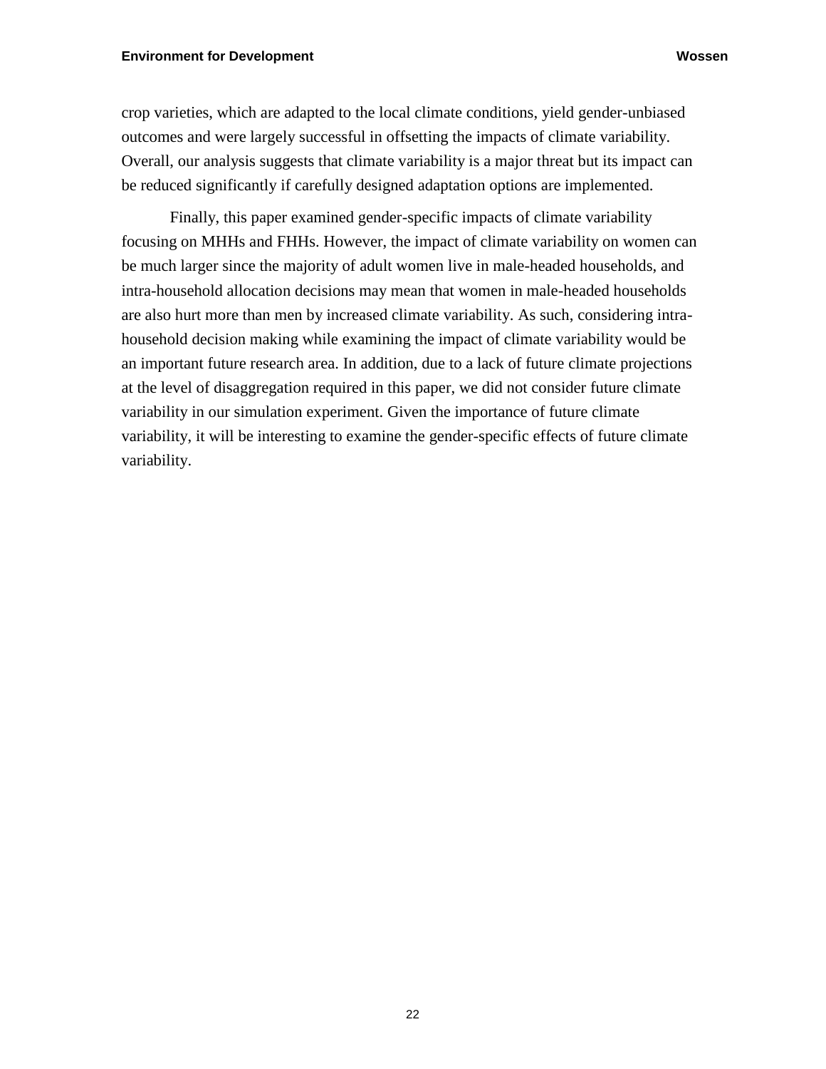crop varieties, which are adapted to the local climate conditions, yield gender-unbiased outcomes and were largely successful in offsetting the impacts of climate variability. Overall, our analysis suggests that climate variability is a major threat but its impact can be reduced significantly if carefully designed adaptation options are implemented.

Finally, this paper examined gender-specific impacts of climate variability focusing on MHHs and FHHs. However, the impact of climate variability on women can be much larger since the majority of adult women live in male-headed households, and intra-household allocation decisions may mean that women in male-headed households are also hurt more than men by increased climate variability. As such, considering intra-household decision making while examining the impact of climate variability would be an important future research area. In addition, due to a lack of future climate projections at the level of disaggregation required in this paper, we did not consider future climate variability in our simulation experiment. Given the importance of future climate variability, it will be interesting to examine the gender-specific effects of future climate variability.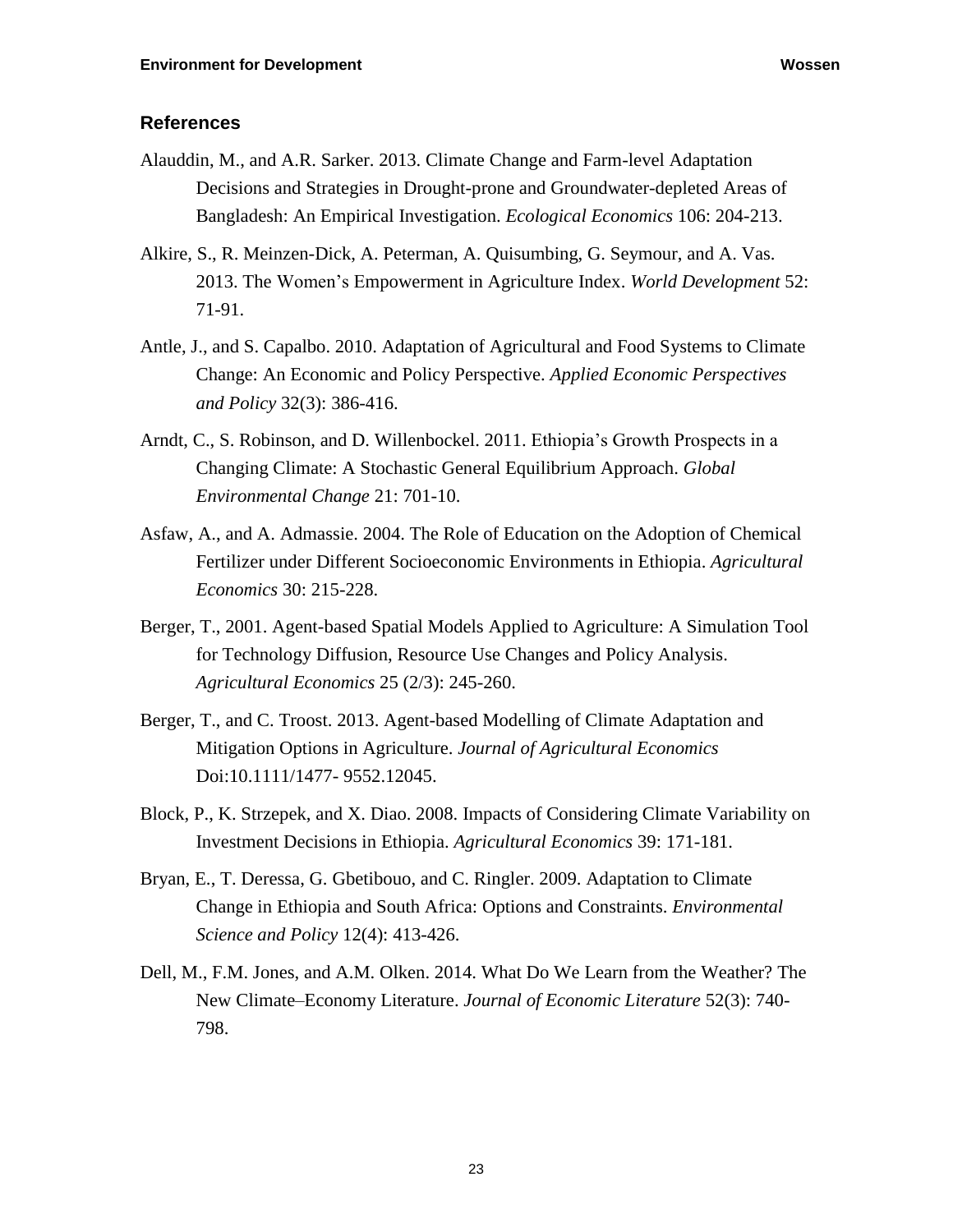## References

Alauddin, M., and A.R. Sarker. 2013. Climate Change and Farm-level Adaptation Decisions and Strategies in Drought-prone and Groundwater-depleted Areas of Bangladesh: An Empirical Investigation. *Ecological Economics* 106: 204-213.

Alkire, S., R. Meinzen-Dick, A. Peterman, A. Quisumbing, G. Seymour, and A. Vas. 2013. The Women's Empowerment in Agriculture Index. *World Development* 52: 71-91.

Antle, J., and S. Capalbo. 2010. Adaptation of Agricultural and Food Systems to Climate Change: An Economic and Policy Perspective. *Applied Economic Perspectives and Policy* 32(3): 386-416.

Arndt, C., S. Robinson, and D. Willenbockel. 2011. Ethiopia's Growth Prospects in a Changing Climate: A Stochastic General Equilibrium Approach. *Global Environmental Change* 21: 701-10.

Asfaw, A., and A. Admassie. 2004. The Role of Education on the Adoption of Chemical Fertilizer under Different Socioeconomic Environments in Ethiopia. *Agricultural Economics* 30: 215-228.

Berger, T., 2001. Agent-based Spatial Models Applied to Agriculture: A Simulation Tool for Technology Diffusion, Resource Use Changes and Policy Analysis. *Agricultural Economics* 25 (2/3): 245-260.

Berger, T., and C. Troost. 2013. Agent-based Modelling of Climate Adaptation and Mitigation Options in Agriculture. *Journal of Agricultural Economics* Doi:10.1111/1477- 9552.12045.

Block, P., K. Strzepek, and X. Diao. 2008. Impacts of Considering Climate Variability on Investment Decisions in Ethiopia. *Agricultural Economics* 39: 171-181.

Bryan, E., T. Deressa, G. Gbetibouo, and C. Ringler. 2009. Adaptation to Climate Change in Ethiopia and South Africa: Options and Constraints. *Environmental Science and Policy* 12(4): 413-426.

Dell, M., F.M. Jones, and A.M. Olken. 2014. What Do We Learn from the Weather? The New Climate–Economy Literature. *Journal of Economic Literature* 52(3): 740-798.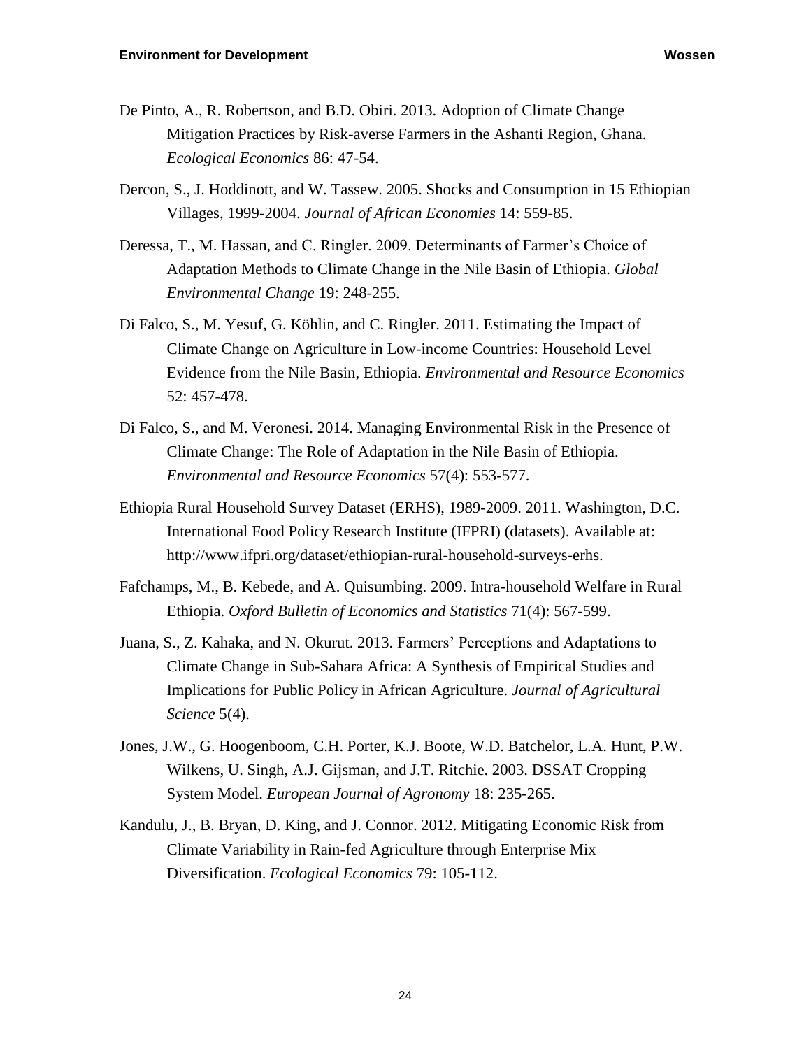De Pinto, A., R. Robertson, and B.D. Obiri. 2013. Adoption of Climate Change Mitigation Practices by Risk-averse Farmers in the Ashanti Region, Ghana. *Ecological Economics* 86: 47-54.

Dercon, S., J. Hoddinott, and W. Tassew. 2005. Shocks and Consumption in 15 Ethiopian Villages, 1999-2004. *Journal of African Economies* 14: 559-85.

Deressa, T., M. Hassan, and C. Ringler. 2009. Determinants of Farmer's Choice of Adaptation Methods to Climate Change in the Nile Basin of Ethiopia. *Global Environmental Change* 19: 248-255.

Di Falco, S., M. Yesuf, G. Köhlin, and C. Ringler. 2011. Estimating the Impact of Climate Change on Agriculture in Low-income Countries: Household Level Evidence from the Nile Basin, Ethiopia. *Environmental and Resource Economics* 52: 457-478.

Di Falco, S., and M. Veronesi. 2014. Managing Environmental Risk in the Presence of Climate Change: The Role of Adaptation in the Nile Basin of Ethiopia. *Environmental and Resource Economics* 57(4): 553-577.

Ethiopia Rural Household Survey Dataset (ERHS), 1989-2009. 2011. Washington, D.C. International Food Policy Research Institute (IFPRI) (datasets). Available at: http://www.ifpri.org/dataset/ethiopian-rural-household-surveys-erhs.

Fafchamps, M., B. Kebede, and A. Quisumbing. 2009. Intra-household Welfare in Rural Ethiopia. *Oxford Bulletin of Economics and Statistics* 71(4): 567-599.

Juana, S., Z. Kahaka, and N. Okurut. 2013. Farmers' Perceptions and Adaptations to Climate Change in Sub-Sahara Africa: A Synthesis of Empirical Studies and Implications for Public Policy in African Agriculture. *Journal of Agricultural Science* 5(4).

Jones, J.W., G. Hoogenboom, C.H. Porter, K.J. Boote, W.D. Batchelor, L.A. Hunt, P.W. Wilkens, U. Singh, A.J. Gijsman, and J.T. Ritchie. 2003. DSSAT Cropping System Model. *European Journal of Agronomy* 18: 235-265.

Kandulu, J., B. Bryan, D. King, and J. Connor. 2012. Mitigating Economic Risk from Climate Variability in Rain-fed Agriculture through Enterprise Mix Diversification. *Ecological Economics* 79: 105-112.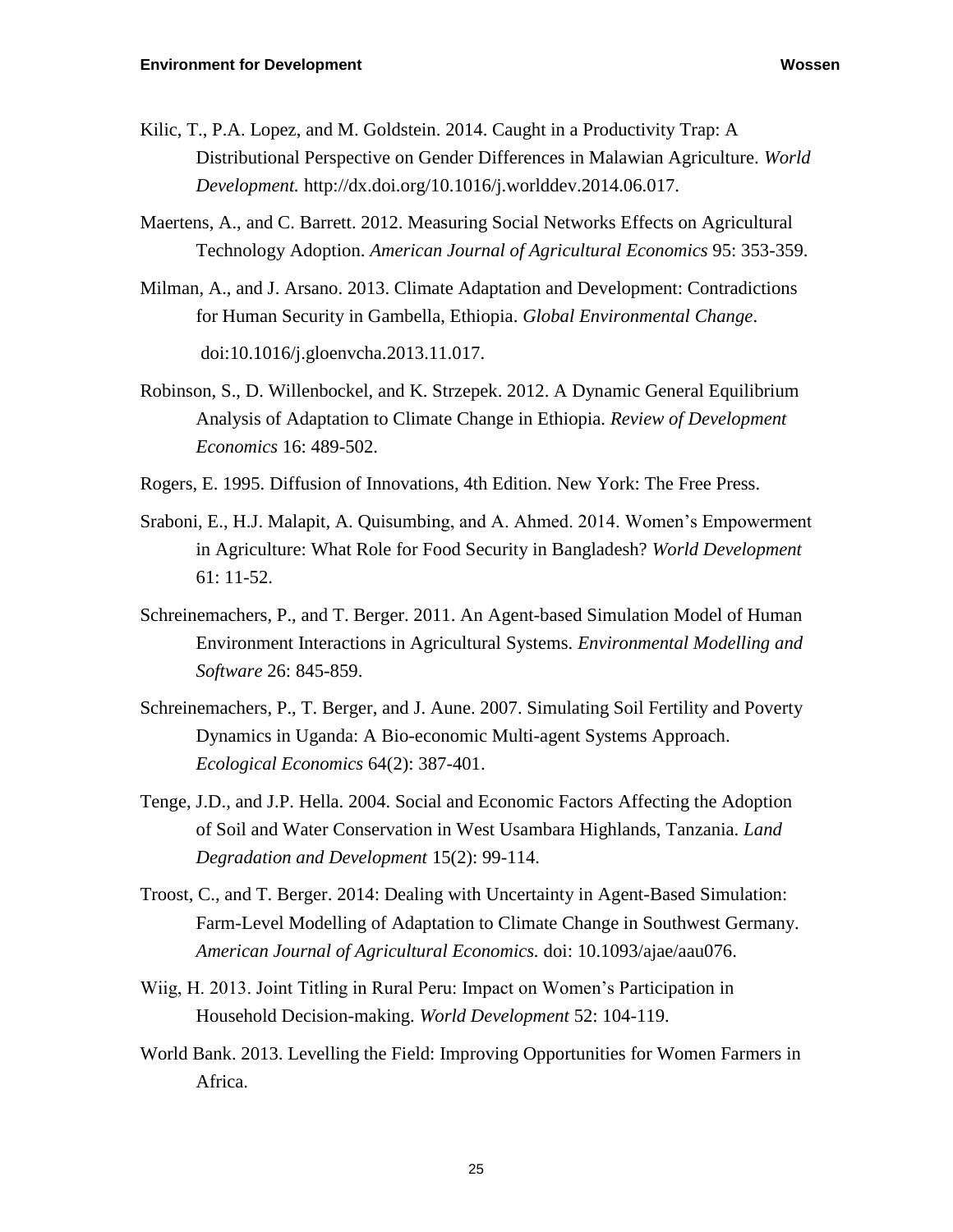Kilic, T., P.A. Lopez, and M. Goldstein. 2014. Caught in a Productivity Trap: A Distributional Perspective on Gender Differences in Malawian Agriculture. *World Development.* http://dx.doi.org/10.1016/j.worlddev.2014.06.017.

Maertens, A., and C. Barrett. 2012. Measuring Social Networks Effects on Agricultural Technology Adoption. *American Journal of Agricultural Economics* 95: 353-359.

Milman, A., and J. Arsano. 2013. Climate Adaptation and Development: Contradictions for Human Security in Gambella, Ethiopia. *Global Environmental Change*. doi:10.1016/j.gloenvcha.2013.11.017.

Robinson, S., D. Willenbockel, and K. Strzepek. 2012. A Dynamic General Equilibrium Analysis of Adaptation to Climate Change in Ethiopia. *Review of Development Economics* 16: 489-502.

Rogers, E. 1995. Diffusion of Innovations, 4th Edition. New York: The Free Press.

Sraboni, E., H.J. Malapit, A. Quisumbing, and A. Ahmed. 2014. Women's Empowerment in Agriculture: What Role for Food Security in Bangladesh? *World Development* 61: 11-52.

Schreinemachers, P., and T. Berger. 2011. An Agent-based Simulation Model of Human Environment Interactions in Agricultural Systems. *Environmental Modelling and Software* 26: 845-859.

Schreinemachers, P., T. Berger, and J. Aune. 2007. Simulating Soil Fertility and Poverty Dynamics in Uganda: A Bio-economic Multi-agent Systems Approach. *Ecological Economics* 64(2): 387-401.

Tenge, J.D., and J.P. Hella. 2004. Social and Economic Factors Affecting the Adoption of Soil and Water Conservation in West Usambara Highlands, Tanzania. *Land Degradation and Development* 15(2): 99-114.

Troost, C., and T. Berger. 2014: Dealing with Uncertainty in Agent-Based Simulation: Farm-Level Modelling of Adaptation to Climate Change in Southwest Germany. *American Journal of Agricultural Economics.* doi: 10.1093/ajae/aau076.

Wiig, H. 2013. Joint Titling in Rural Peru: Impact on Women's Participation in Household Decision-making. *World Development* 52: 104-119.

World Bank. 2013. Levelling the Field: Improving Opportunities for Women Farmers in Africa.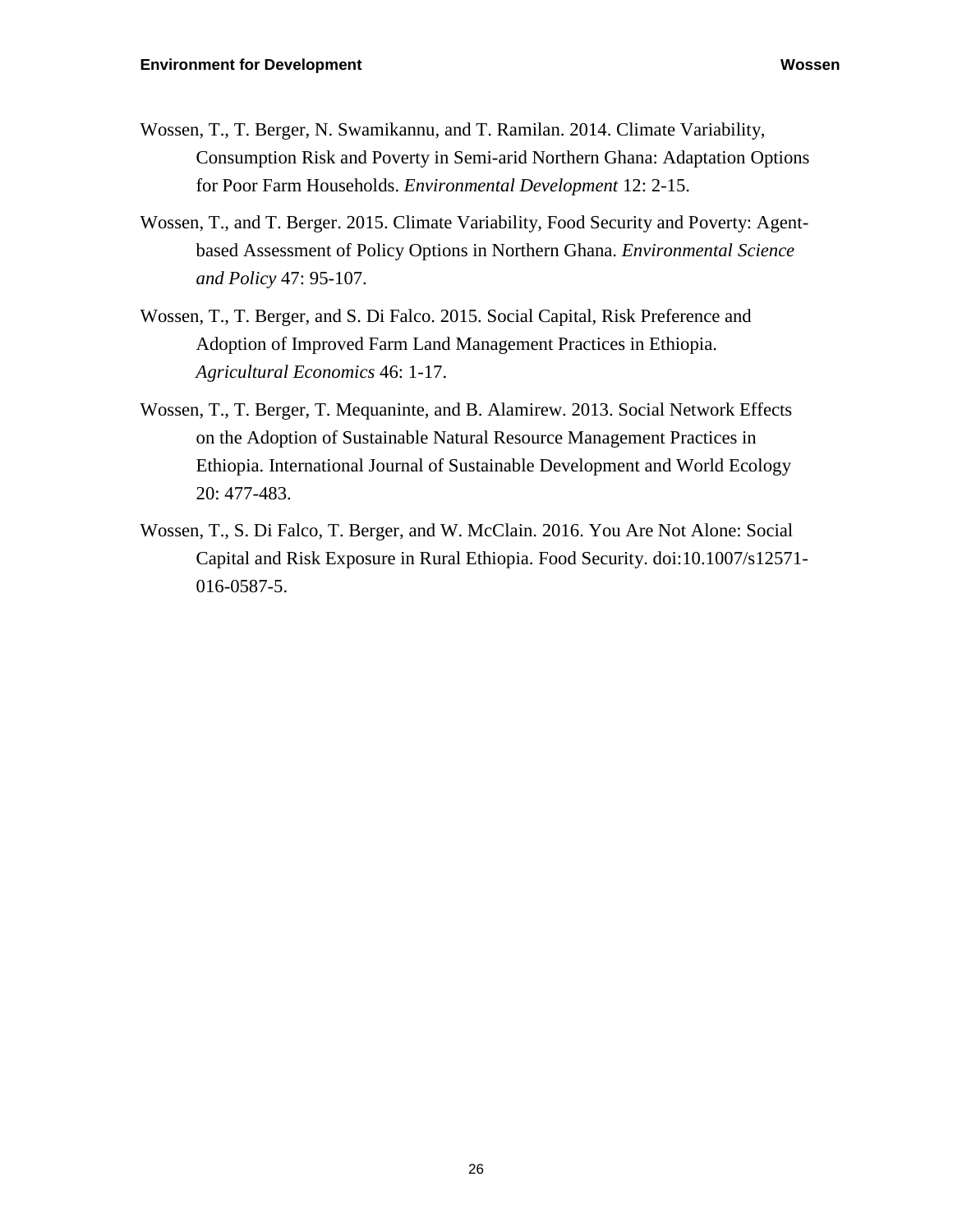Wossen, T., T. Berger, N. Swamikannu, and T. Ramilan. 2014. Climate Variability, Consumption Risk and Poverty in Semi-arid Northern Ghana: Adaptation Options for Poor Farm Households. *Environmental Development* 12: 2-15.

Wossen, T., and T. Berger. 2015. Climate Variability, Food Security and Poverty: Agent-based Assessment of Policy Options in Northern Ghana. *Environmental Science and Policy* 47: 95-107.

Wossen, T., T. Berger, and S. Di Falco. 2015. Social Capital, Risk Preference and Adoption of Improved Farm Land Management Practices in Ethiopia. *Agricultural Economics* 46: 1-17.

Wossen, T., T. Berger, T. Mequaninte, and B. Alamirew. 2013. Social Network Effects on the Adoption of Sustainable Natural Resource Management Practices in Ethiopia. International Journal of Sustainable Development and World Ecology 20: 477-483.

Wossen, T., S. Di Falco, T. Berger, and W. McClain. 2016. You Are Not Alone: Social Capital and Risk Exposure in Rural Ethiopia. Food Security. doi:10.1007/s12571-016-0587-5.